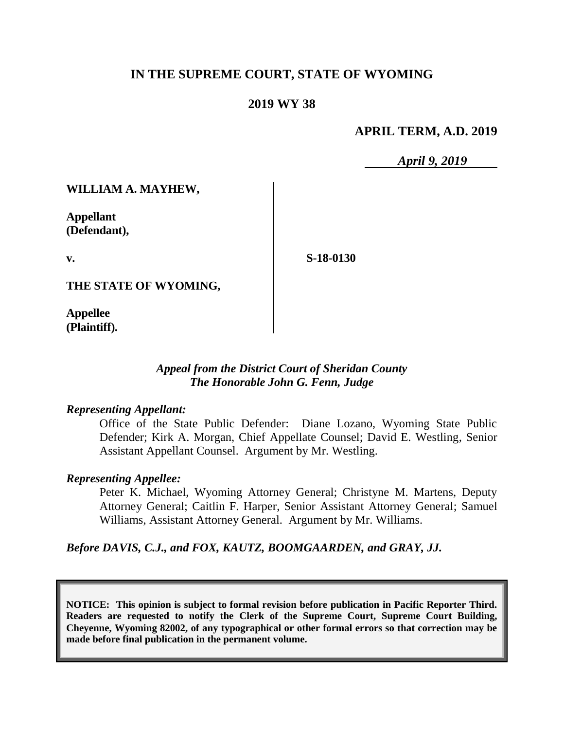# IN THE SUPREME COURT, STATE OF WYOMING

## 2019 WY 38

**APRIL TERM, A.D. 2019**

*April 9, 2019*

**WILLIAM A. MAYHEW,**

**Appellant (Defendant),**

**v.**

**S-18-0130**

**THE STATE OF WYOMING,**

**Appellee (Plaintiff).**

*Appeal from the District Court of Sheridan County*
*The Honorable John G. Fenn, Judge*

*Representing Appellant:*

Office of the State Public Defender: Diane Lozano, Wyoming State Public Defender; Kirk A. Morgan, Chief Appellate Counsel; David E. Westling, Senior Assistant Appellant Counsel. Argument by Mr. Westling.

*Representing Appellee:*

Peter K. Michael, Wyoming Attorney General; Christyne M. Martens, Deputy Attorney General; Caitlin F. Harper, Senior Assistant Attorney General; Samuel Williams, Assistant Attorney General. Argument by Mr. Williams.

*Before DAVIS, C.J., and FOX, KAUTZ, BOOMGAARDEN, and GRAY, JJ.*

**NOTICE: This opinion is subject to formal revision before publication in Pacific Reporter Third. Readers are requested to notify the Clerk of the Supreme Court, Supreme Court Building, Cheyenne, Wyoming 82002, of any typographical or other formal errors so that correction may be made before final publication in the permanent volume.**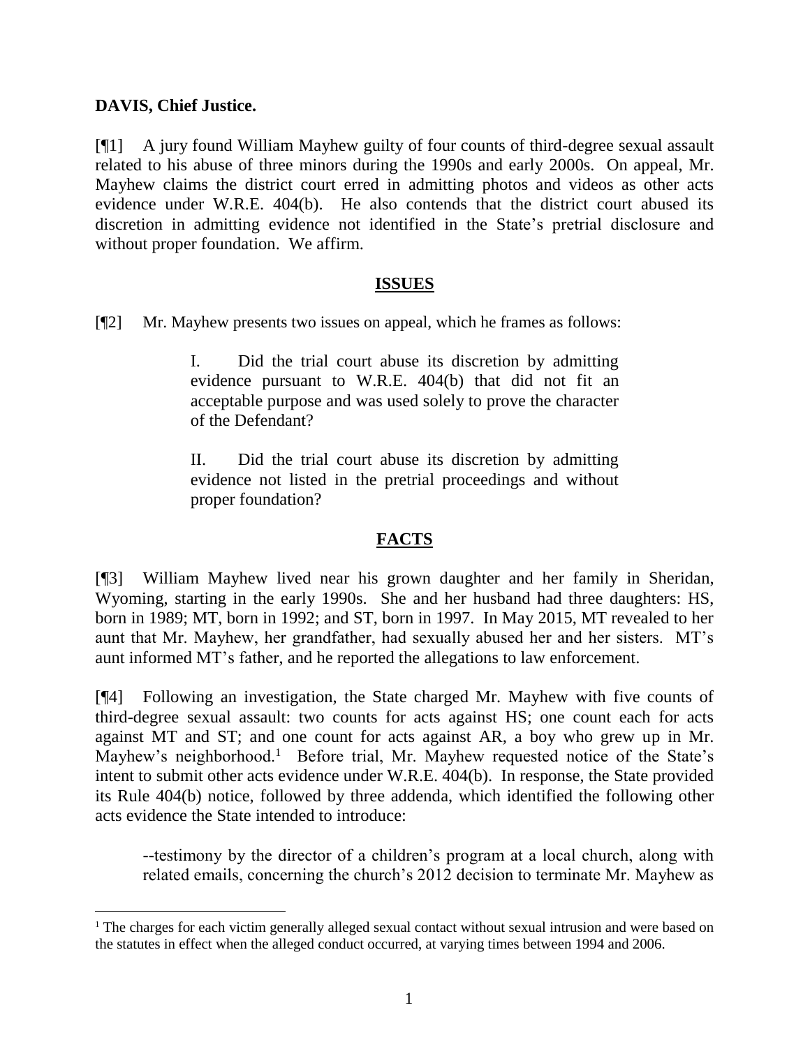**DAVIS, Chief Justice.**

[¶1] A jury found William Mayhew guilty of four counts of third-degree sexual assault related to his abuse of three minors during the 1990s and early 2000s. On appeal, Mr. Mayhew claims the district court erred in admitting photos and videos as other acts evidence under W.R.E. 404(b). He also contends that the district court abused its discretion in admitting evidence not identified in the State's pretrial disclosure and without proper foundation. We affirm.

## ISSUES

[¶2] Mr. Mayhew presents two issues on appeal, which he frames as follows:

> I. Did the trial court abuse its discretion by admitting evidence pursuant to W.R.E. 404(b) that did not fit an acceptable purpose and was used solely to prove the character of the Defendant?
>
> II. Did the trial court abuse its discretion by admitting evidence not listed in the pretrial proceedings and without proper foundation?

## FACTS

[¶3] William Mayhew lived near his grown daughter and her family in Sheridan, Wyoming, starting in the early 1990s. She and her husband had three daughters: HS, born in 1989; MT, born in 1992; and ST, born in 1997. In May 2015, MT revealed to her aunt that Mr. Mayhew, her grandfather, had sexually abused her and her sisters. MT's aunt informed MT's father, and he reported the allegations to law enforcement.

[¶4] Following an investigation, the State charged Mr. Mayhew with five counts of third-degree sexual assault: two counts for acts against HS; one count each for acts against MT and ST; and one count for acts against AR, a boy who grew up in Mr. Mayhew's neighborhood.[1] Before trial, Mr. Mayhew requested notice of the State's intent to submit other acts evidence under W.R.E. 404(b). In response, the State provided its Rule 404(b) notice, followed by three addenda, which identified the following other acts evidence the State intended to introduce:

> --testimony by the director of a children's program at a local church, along with related emails, concerning the church's 2012 decision to terminate Mr. Mayhew as

[1] The charges for each victim generally alleged sexual contact without sexual intrusion and were based on the statutes in effect when the alleged conduct occurred, at varying times between 1994 and 2006.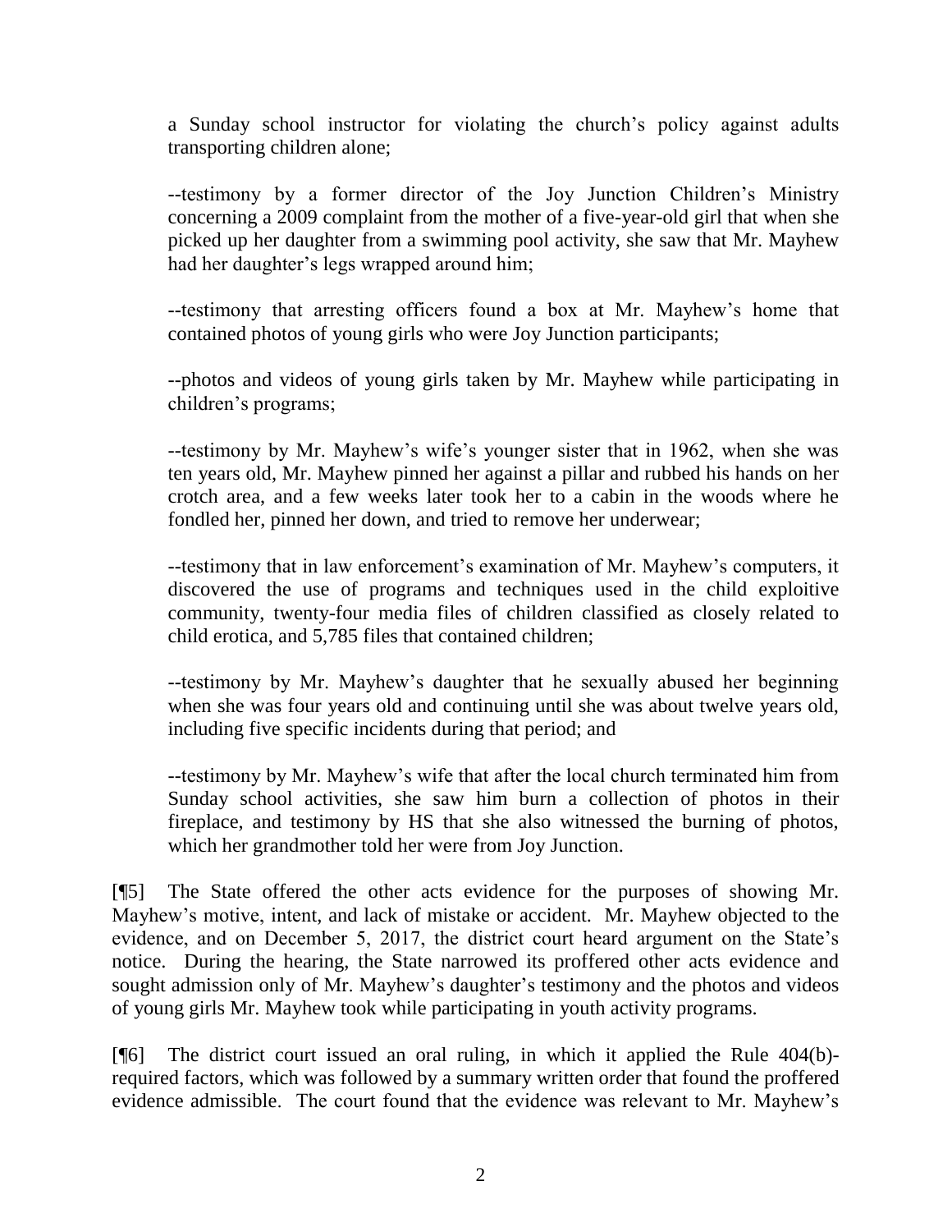a Sunday school instructor for violating the church's policy against adults transporting children alone;

--testimony by a former director of the Joy Junction Children's Ministry concerning a 2009 complaint from the mother of a five-year-old girl that when she picked up her daughter from a swimming pool activity, she saw that Mr. Mayhew had her daughter's legs wrapped around him;

--testimony that arresting officers found a box at Mr. Mayhew's home that contained photos of young girls who were Joy Junction participants;

--photos and videos of young girls taken by Mr. Mayhew while participating in children's programs;

--testimony by Mr. Mayhew's wife's younger sister that in 1962, when she was ten years old, Mr. Mayhew pinned her against a pillar and rubbed his hands on her crotch area, and a few weeks later took her to a cabin in the woods where he fondled her, pinned her down, and tried to remove her underwear;

--testimony that in law enforcement's examination of Mr. Mayhew's computers, it discovered the use of programs and techniques used in the child exploitive community, twenty-four media files of children classified as closely related to child erotica, and 5,785 files that contained children;

--testimony by Mr. Mayhew's daughter that he sexually abused her beginning when she was four years old and continuing until she was about twelve years old, including five specific incidents during that period; and

--testimony by Mr. Mayhew's wife that after the local church terminated him from Sunday school activities, she saw him burn a collection of photos in their fireplace, and testimony by HS that she also witnessed the burning of photos, which her grandmother told her were from Joy Junction.

[¶5] The State offered the other acts evidence for the purposes of showing Mr. Mayhew's motive, intent, and lack of mistake or accident. Mr. Mayhew objected to the evidence, and on December 5, 2017, the district court heard argument on the State's notice. During the hearing, the State narrowed its proffered other acts evidence and sought admission only of Mr. Mayhew's daughter's testimony and the photos and videos of young girls Mr. Mayhew took while participating in youth activity programs.

[¶6] The district court issued an oral ruling, in which it applied the Rule 404(b)-required factors, which was followed by a summary written order that found the proffered evidence admissible. The court found that the evidence was relevant to Mr. Mayhew's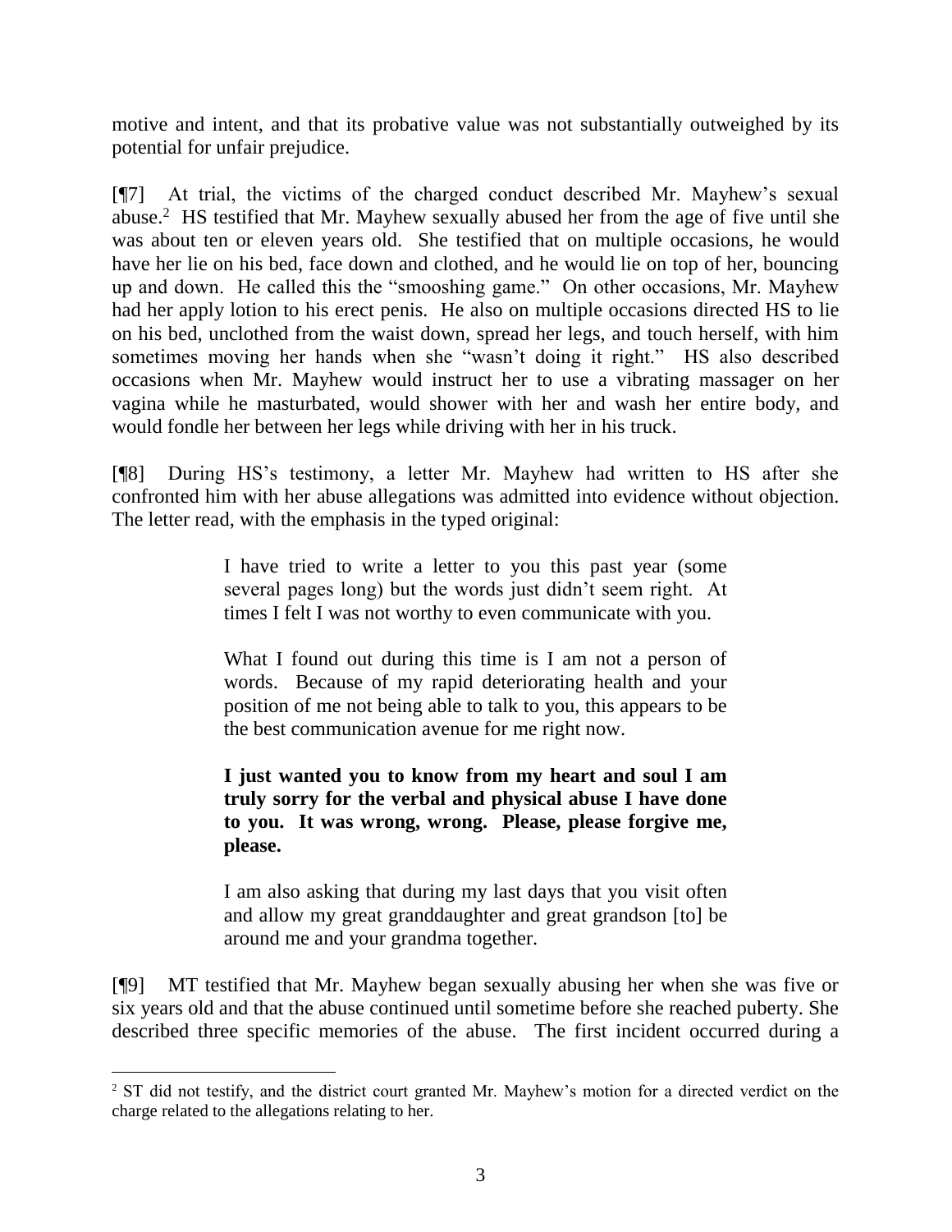motive and intent, and that its probative value was not substantially outweighed by its potential for unfair prejudice.

[¶7] At trial, the victims of the charged conduct described Mr. Mayhew's sexual abuse.[2] HS testified that Mr. Mayhew sexually abused her from the age of five until she was about ten or eleven years old. She testified that on multiple occasions, he would have her lie on his bed, face down and clothed, and he would lie on top of her, bouncing up and down. He called this the "smooshing game." On other occasions, Mr. Mayhew had her apply lotion to his erect penis. He also on multiple occasions directed HS to lie on his bed, unclothed from the waist down, spread her legs, and touch herself, with him sometimes moving her hands when she "wasn't doing it right." HS also described occasions when Mr. Mayhew would instruct her to use a vibrating massager on her vagina while he masturbated, would shower with her and wash her entire body, and would fondle her between her legs while driving with her in his truck.

[¶8] During HS's testimony, a letter Mr. Mayhew had written to HS after she confronted him with her abuse allegations was admitted into evidence without objection. The letter read, with the emphasis in the typed original:

> I have tried to write a letter to you this past year (some several pages long) but the words just didn't seem right. At times I felt I was not worthy to even communicate with you.
>
> What I found out during this time is I am not a person of words. Because of my rapid deteriorating health and your position of me not being able to talk to you, this appears to be the best communication avenue for me right now.
>
> **I just wanted you to know from my heart and soul I am truly sorry for the verbal and physical abuse I have done to you. It was wrong, wrong. Please, please forgive me, please.**
>
> I am also asking that during my last days that you visit often and allow my great granddaughter and great grandson [to] be around me and your grandma together.

[¶9] MT testified that Mr. Mayhew began sexually abusing her when she was five or six years old and that the abuse continued until sometime before she reached puberty. She described three specific memories of the abuse. The first incident occurred during a

---

[2] ST did not testify, and the district court granted Mr. Mayhew's motion for a directed verdict on the charge related to the allegations relating to her.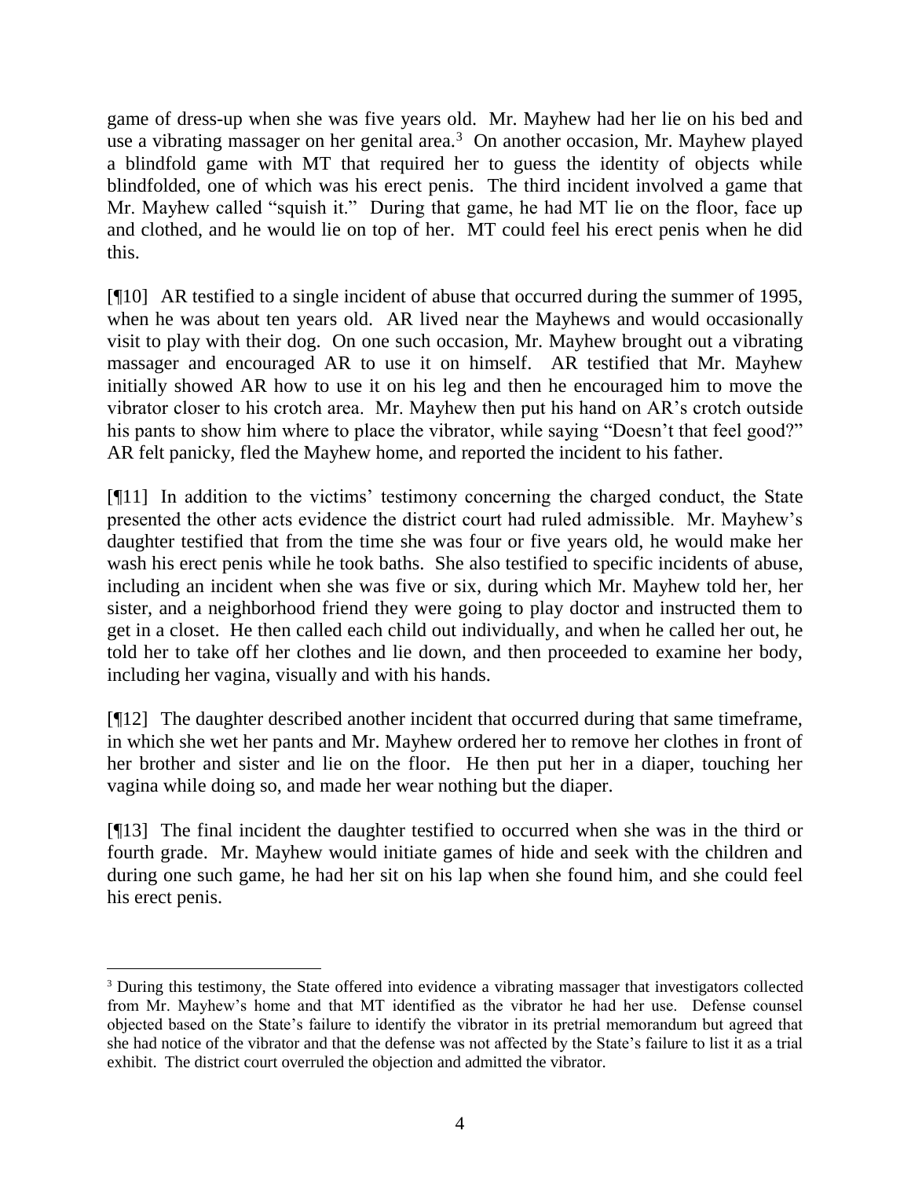game of dress-up when she was five years old. Mr. Mayhew had her lie on his bed and use a vibrating massager on her genital area.[3] On another occasion, Mr. Mayhew played a blindfold game with MT that required her to guess the identity of objects while blindfolded, one of which was his erect penis. The third incident involved a game that Mr. Mayhew called "squish it." During that game, he had MT lie on the floor, face up and clothed, and he would lie on top of her. MT could feel his erect penis when he did this.

[¶10] AR testified to a single incident of abuse that occurred during the summer of 1995, when he was about ten years old. AR lived near the Mayhews and would occasionally visit to play with their dog. On one such occasion, Mr. Mayhew brought out a vibrating massager and encouraged AR to use it on himself. AR testified that Mr. Mayhew initially showed AR how to use it on his leg and then he encouraged him to move the vibrator closer to his crotch area. Mr. Mayhew then put his hand on AR's crotch outside his pants to show him where to place the vibrator, while saying "Doesn't that feel good?" AR felt panicky, fled the Mayhew home, and reported the incident to his father.

[¶11] In addition to the victims' testimony concerning the charged conduct, the State presented the other acts evidence the district court had ruled admissible. Mr. Mayhew's daughter testified that from the time she was four or five years old, he would make her wash his erect penis while he took baths. She also testified to specific incidents of abuse, including an incident when she was five or six, during which Mr. Mayhew told her, her sister, and a neighborhood friend they were going to play doctor and instructed them to get in a closet. He then called each child out individually, and when he called her out, he told her to take off her clothes and lie down, and then proceeded to examine her body, including her vagina, visually and with his hands.

[¶12] The daughter described another incident that occurred during that same timeframe, in which she wet her pants and Mr. Mayhew ordered her to remove her clothes in front of her brother and sister and lie on the floor. He then put her in a diaper, touching her vagina while doing so, and made her wear nothing but the diaper.

[¶13] The final incident the daughter testified to occurred when she was in the third or fourth grade. Mr. Mayhew would initiate games of hide and seek with the children and during one such game, he had her sit on his lap when she found him, and she could feel his erect penis.

---

[3] During this testimony, the State offered into evidence a vibrating massager that investigators collected from Mr. Mayhew's home and that MT identified as the vibrator he had her use. Defense counsel objected based on the State's failure to identify the vibrator in its pretrial memorandum but agreed that she had notice of the vibrator and that the defense was not affected by the State's failure to list it as a trial exhibit. The district court overruled the objection and admitted the vibrator.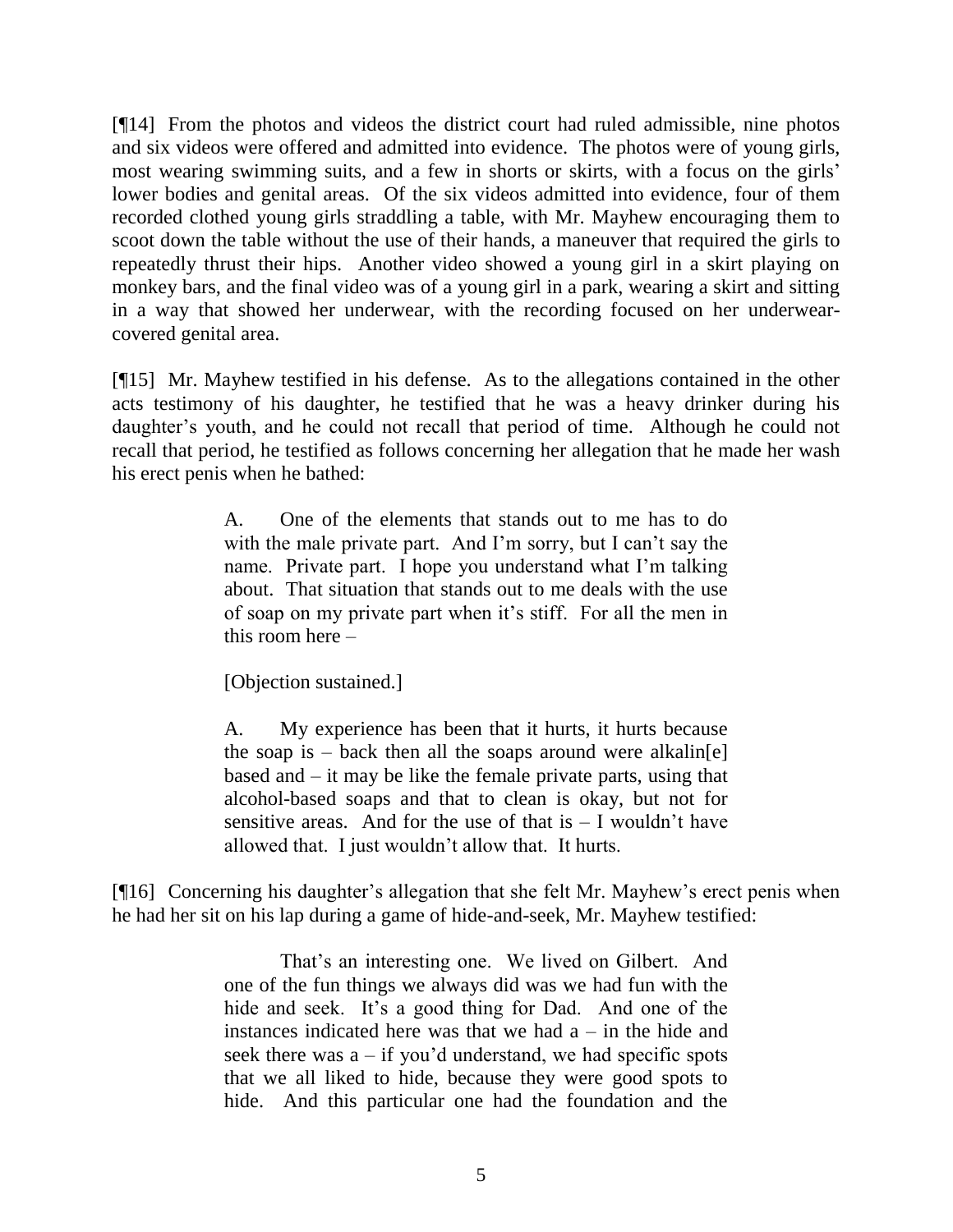[¶14] From the photos and videos the district court had ruled admissible, nine photos and six videos were offered and admitted into evidence. The photos were of young girls, most wearing swimming suits, and a few in shorts or skirts, with a focus on the girls' lower bodies and genital areas. Of the six videos admitted into evidence, four of them recorded clothed young girls straddling a table, with Mr. Mayhew encouraging them to scoot down the table without the use of their hands, a maneuver that required the girls to repeatedly thrust their hips. Another video showed a young girl in a skirt playing on monkey bars, and the final video was of a young girl in a park, wearing a skirt and sitting in a way that showed her underwear, with the recording focused on her underwear-covered genital area.

[¶15] Mr. Mayhew testified in his defense. As to the allegations contained in the other acts testimony of his daughter, he testified that he was a heavy drinker during his daughter's youth, and he could not recall that period of time. Although he could not recall that period, he testified as follows concerning her allegation that he made her wash his erect penis when he bathed:

> A. One of the elements that stands out to me has to do with the male private part. And I'm sorry, but I can't say the name. Private part. I hope you understand what I'm talking about. That situation that stands out to me deals with the use of soap on my private part when it's stiff. For all the men in this room here –
>
> [Objection sustained.]
>
> A. My experience has been that it hurts, it hurts because the soap is – back then all the soaps around were alkalin[e] based and – it may be like the female private parts, using that alcohol-based soaps and that to clean is okay, but not for sensitive areas. And for the use of that is – I wouldn't have allowed that. I just wouldn't allow that. It hurts.

[¶16] Concerning his daughter's allegation that she felt Mr. Mayhew's erect penis when he had her sit on his lap during a game of hide-and-seek, Mr. Mayhew testified:

> That's an interesting one. We lived on Gilbert. And one of the fun things we always did was we had fun with the hide and seek. It's a good thing for Dad. And one of the instances indicated here was that we had a – in the hide and seek there was a – if you'd understand, we had specific spots that we all liked to hide, because they were good spots to hide. And this particular one had the foundation and the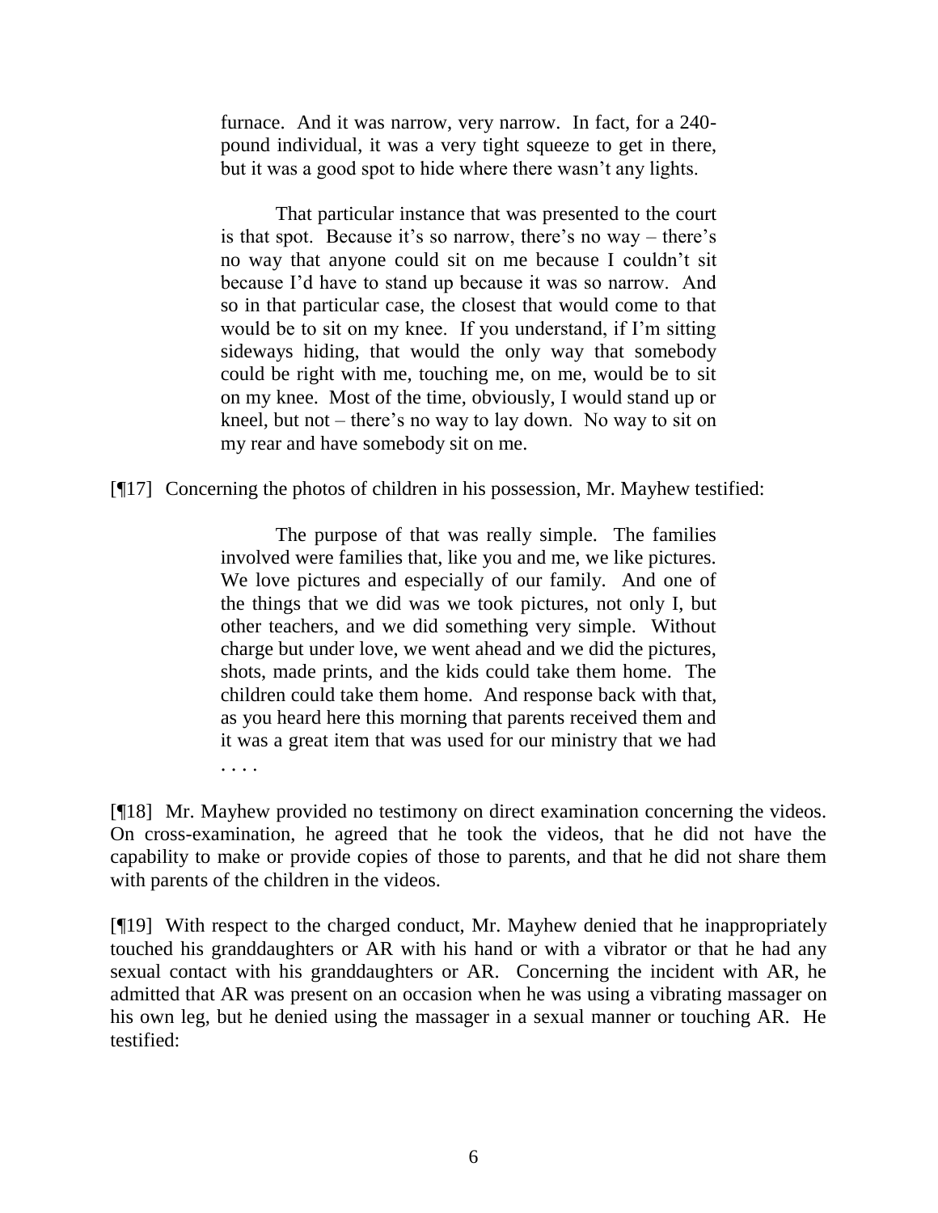> furnace. And it was narrow, very narrow. In fact, for a 240-pound individual, it was a very tight squeeze to get in there, but it was a good spot to hide where there wasn't any lights.
>
> That particular instance that was presented to the court is that spot. Because it's so narrow, there's no way – there's no way that anyone could sit on me because I couldn't sit because I'd have to stand up because it was so narrow. And so in that particular case, the closest that would come to that would be to sit on my knee. If you understand, if I'm sitting sideways hiding, that would the only way that somebody could be right with me, touching me, on me, would be to sit on my knee. Most of the time, obviously, I would stand up or kneel, but not – there's no way to lay down. No way to sit on my rear and have somebody sit on me.

[¶17] Concerning the photos of children in his possession, Mr. Mayhew testified:

> The purpose of that was really simple. The families involved were families that, like you and me, we like pictures. We love pictures and especially of our family. And one of the things that we did was we took pictures, not only I, but other teachers, and we did something very simple. Without charge but under love, we went ahead and we did the pictures, shots, made prints, and the kids could take them home. The children could take them home. And response back with that, as you heard here this morning that parents received them and it was a great item that was used for our ministry that we had . . . .

[¶18] Mr. Mayhew provided no testimony on direct examination concerning the videos. On cross-examination, he agreed that he took the videos, that he did not have the capability to make or provide copies of those to parents, and that he did not share them with parents of the children in the videos.

[¶19] With respect to the charged conduct, Mr. Mayhew denied that he inappropriately touched his granddaughters or AR with his hand or with a vibrator or that he had any sexual contact with his granddaughters or AR. Concerning the incident with AR, he admitted that AR was present on an occasion when he was using a vibrating massager on his own leg, but he denied using the massager in a sexual manner or touching AR. He testified: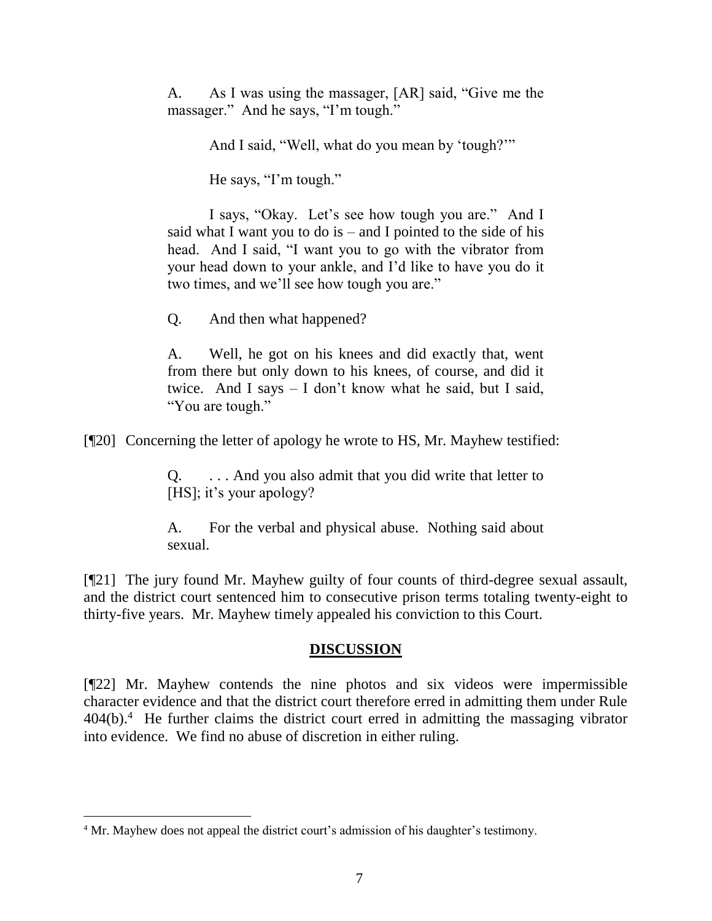> A. As I was using the massager, [AR] said, "Give me the massager." And he says, "I'm tough."
>
> And I said, "Well, what do you mean by 'tough?'"
>
> He says, "I'm tough."
>
> I says, "Okay. Let's see how tough you are." And I said what I want you to do is – and I pointed to the side of his head. And I said, "I want you to go with the vibrator from your head down to your ankle, and I'd like to have you do it two times, and we'll see how tough you are."
>
> Q. And then what happened?
>
> A. Well, he got on his knees and did exactly that, went from there but only down to his knees, of course, and did it twice. And I says – I don't know what he said, but I said, "You are tough."

[¶20] Concerning the letter of apology he wrote to HS, Mr. Mayhew testified:

> Q. . . . And you also admit that you did write that letter to [HS]; it's your apology?
>
> A. For the verbal and physical abuse. Nothing said about sexual.

[¶21] The jury found Mr. Mayhew guilty of four counts of third-degree sexual assault, and the district court sentenced him to consecutive prison terms totaling twenty-eight to thirty-five years. Mr. Mayhew timely appealed his conviction to this Court.

## DISCUSSION

[¶22] Mr. Mayhew contends the nine photos and six videos were impermissible character evidence and that the district court therefore erred in admitting them under Rule 404(b).[4] He further claims the district court erred in admitting the massaging vibrator into evidence. We find no abuse of discretion in either ruling.

---

[4] Mr. Mayhew does not appeal the district court's admission of his daughter's testimony.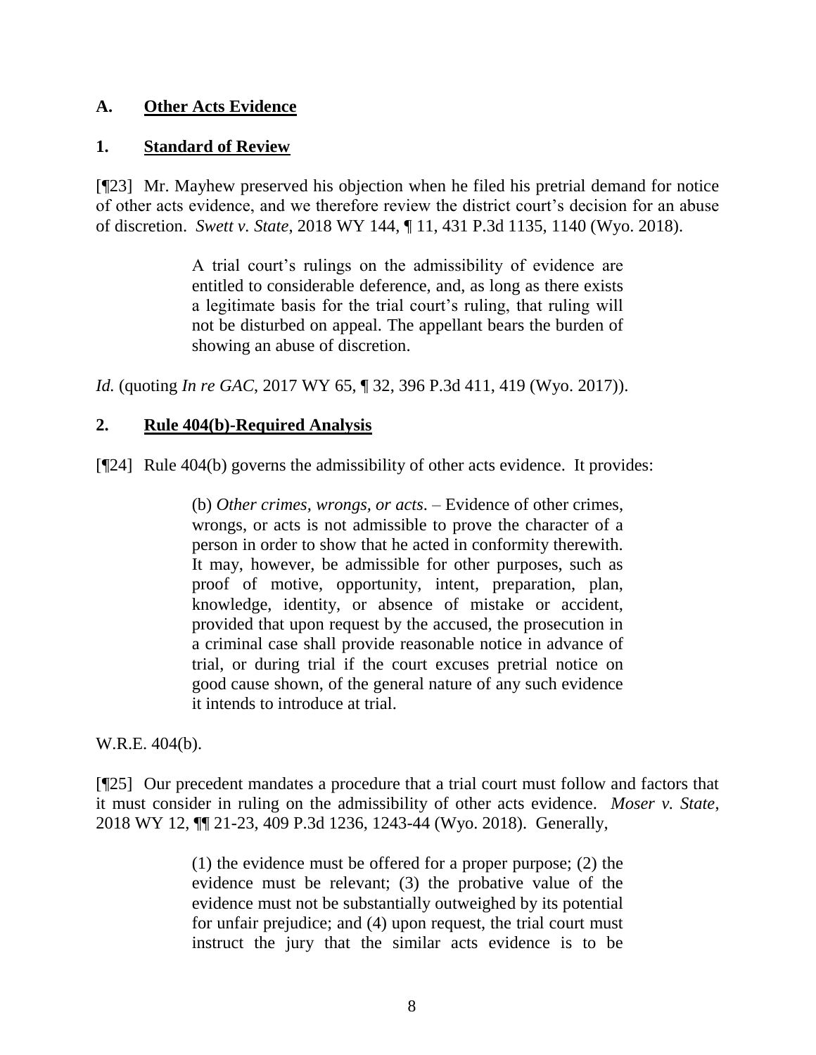## A. Other Acts Evidence

### 1. Standard of Review

[¶23] Mr. Mayhew preserved his objection when he filed his pretrial demand for notice of other acts evidence, and we therefore review the district court's decision for an abuse of discretion. *Swett v. State*, 2018 WY 144, ¶ 11, 431 P.3d 1135, 1140 (Wyo. 2018).

> A trial court's rulings on the admissibility of evidence are entitled to considerable deference, and, as long as there exists a legitimate basis for the trial court's ruling, that ruling will not be disturbed on appeal. The appellant bears the burden of showing an abuse of discretion.

*Id.* (quoting *In re GAC*, 2017 WY 65, ¶ 32, 396 P.3d 411, 419 (Wyo. 2017)).

### 2. Rule 404(b)-Required Analysis

[¶24] Rule 404(b) governs the admissibility of other acts evidence. It provides:

> (b) *Other crimes, wrongs, or acts*. – Evidence of other crimes, wrongs, or acts is not admissible to prove the character of a person in order to show that he acted in conformity therewith. It may, however, be admissible for other purposes, such as proof of motive, opportunity, intent, preparation, plan, knowledge, identity, or absence of mistake or accident, provided that upon request by the accused, the prosecution in a criminal case shall provide reasonable notice in advance of trial, or during trial if the court excuses pretrial notice on good cause shown, of the general nature of any such evidence it intends to introduce at trial.

W.R.E. 404(b).

[¶25] Our precedent mandates a procedure that a trial court must follow and factors that it must consider in ruling on the admissibility of other acts evidence. *Moser v. State*, 2018 WY 12, ¶¶ 21-23, 409 P.3d 1236, 1243-44 (Wyo. 2018). Generally,

> (1) the evidence must be offered for a proper purpose; (2) the evidence must be relevant; (3) the probative value of the evidence must not be substantially outweighed by its potential for unfair prejudice; and (4) upon request, the trial court must instruct the jury that the similar acts evidence is to be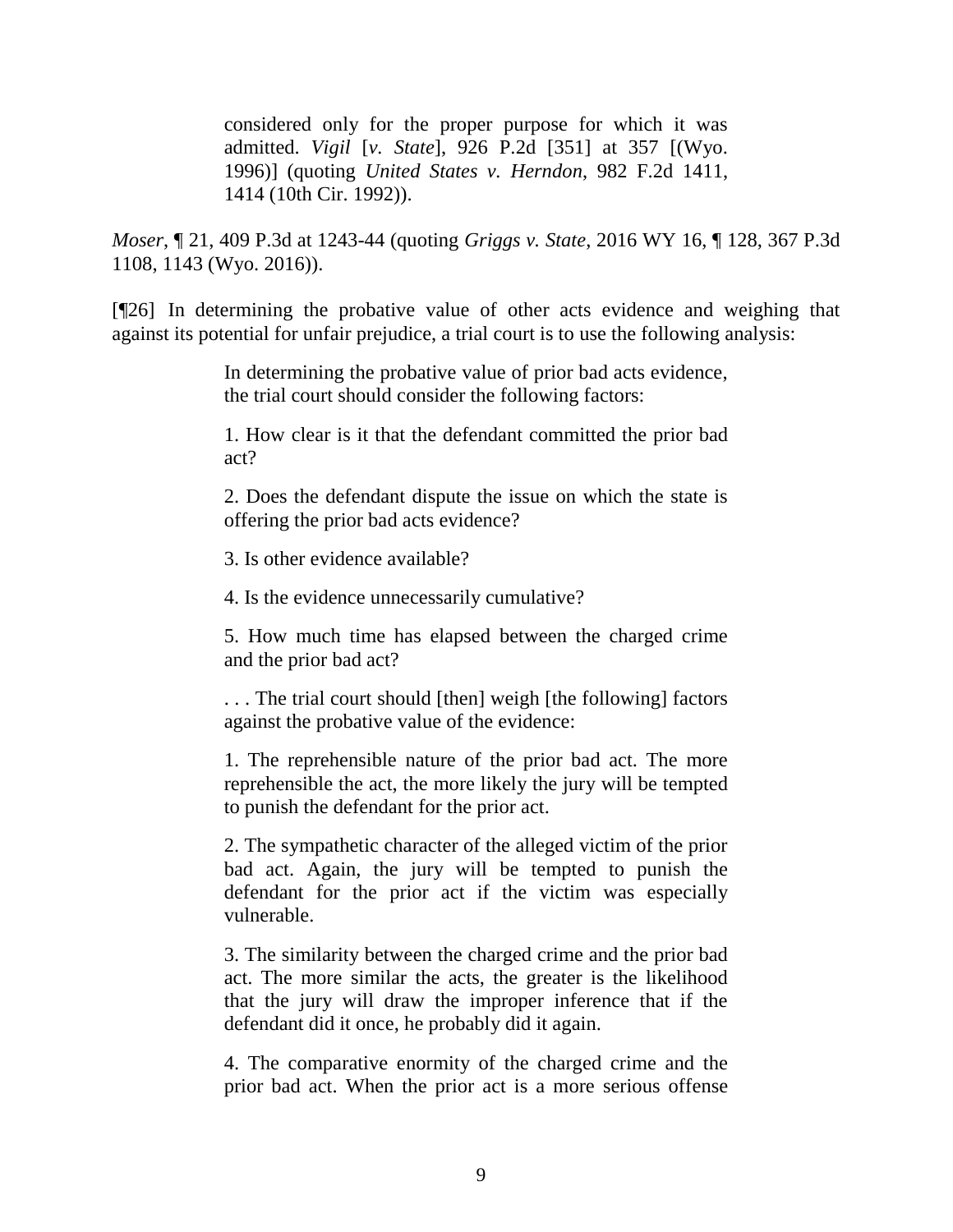> considered only for the proper purpose for which it was admitted. *Vigil* [*v. State*], 926 P.2d [351] at 357 [(Wyo. 1996)] (quoting *United States v. Herndon*, 982 F.2d 1411, 1414 (10th Cir. 1992)).

*Moser*, ¶ 21, 409 P.3d at 1243-44 (quoting *Griggs v. State*, 2016 WY 16, ¶ 128, 367 P.3d 1108, 1143 (Wyo. 2016)).

[¶26] In determining the probative value of other acts evidence and weighing that against its potential for unfair prejudice, a trial court is to use the following analysis:

> In determining the probative value of prior bad acts evidence, the trial court should consider the following factors:
>
> 1. How clear is it that the defendant committed the prior bad act?
>
> 2. Does the defendant dispute the issue on which the state is offering the prior bad acts evidence?
>
> 3. Is other evidence available?
>
> 4. Is the evidence unnecessarily cumulative?
>
> 5. How much time has elapsed between the charged crime and the prior bad act?
>
> . . . The trial court should [then] weigh [the following] factors against the probative value of the evidence:
>
> 1. The reprehensible nature of the prior bad act. The more reprehensible the act, the more likely the jury will be tempted to punish the defendant for the prior act.
>
> 2. The sympathetic character of the alleged victim of the prior bad act. Again, the jury will be tempted to punish the defendant for the prior act if the victim was especially vulnerable.
>
> 3. The similarity between the charged crime and the prior bad act. The more similar the acts, the greater is the likelihood that the jury will draw the improper inference that if the defendant did it once, he probably did it again.
>
> 4. The comparative enormity of the charged crime and the prior bad act. When the prior act is a more serious offense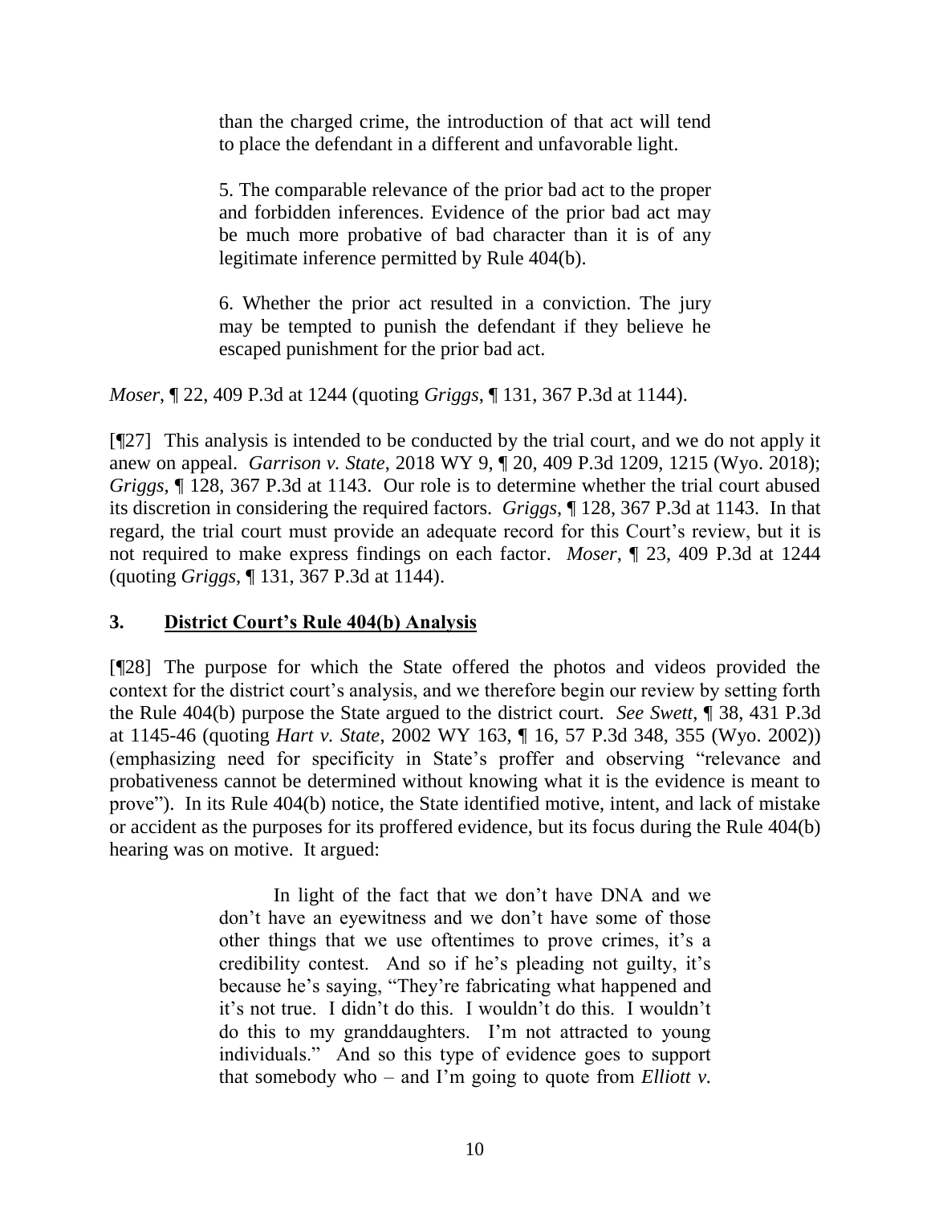> than the charged crime, the introduction of that act will tend to place the defendant in a different and unfavorable light.
>
> 5. The comparable relevance of the prior bad act to the proper and forbidden inferences. Evidence of the prior bad act may be much more probative of bad character than it is of any legitimate inference permitted by Rule 404(b).
>
> 6. Whether the prior act resulted in a conviction. The jury may be tempted to punish the defendant if they believe he escaped punishment for the prior bad act.

*Moser*, ¶ 22, 409 P.3d at 1244 (quoting *Griggs*, ¶ 131, 367 P.3d at 1144).

[¶27] This analysis is intended to be conducted by the trial court, and we do not apply it anew on appeal. *Garrison v. State*, 2018 WY 9, ¶ 20, 409 P.3d 1209, 1215 (Wyo. 2018); *Griggs*, ¶ 128, 367 P.3d at 1143. Our role is to determine whether the trial court abused its discretion in considering the required factors. *Griggs*, ¶ 128, 367 P.3d at 1143. In that regard, the trial court must provide an adequate record for this Court's review, but it is not required to make express findings on each factor. *Moser*, ¶ 23, 409 P.3d at 1244 (quoting *Griggs*, ¶ 131, 367 P.3d at 1144).

### 3. District Court's Rule 404(b) Analysis

[¶28] The purpose for which the State offered the photos and videos provided the context for the district court's analysis, and we therefore begin our review by setting forth the Rule 404(b) purpose the State argued to the district court. *See Swett*, ¶ 38, 431 P.3d at 1145-46 (quoting *Hart v. State*, 2002 WY 163, ¶ 16, 57 P.3d 348, 355 (Wyo. 2002)) (emphasizing need for specificity in State's proffer and observing "relevance and probativeness cannot be determined without knowing what it is the evidence is meant to prove"). In its Rule 404(b) notice, the State identified motive, intent, and lack of mistake or accident as the purposes for its proffered evidence, but its focus during the Rule 404(b) hearing was on motive. It argued:

> In light of the fact that we don't have DNA and we don't have an eyewitness and we don't have some of those other things that we use oftentimes to prove crimes, it's a credibility contest. And so if he's pleading not guilty, it's because he's saying, "They're fabricating what happened and it's not true. I didn't do this. I wouldn't do this. I wouldn't do this to my granddaughters. I'm not attracted to young individuals." And so this type of evidence goes to support that somebody who – and I'm going to quote from *Elliott v.*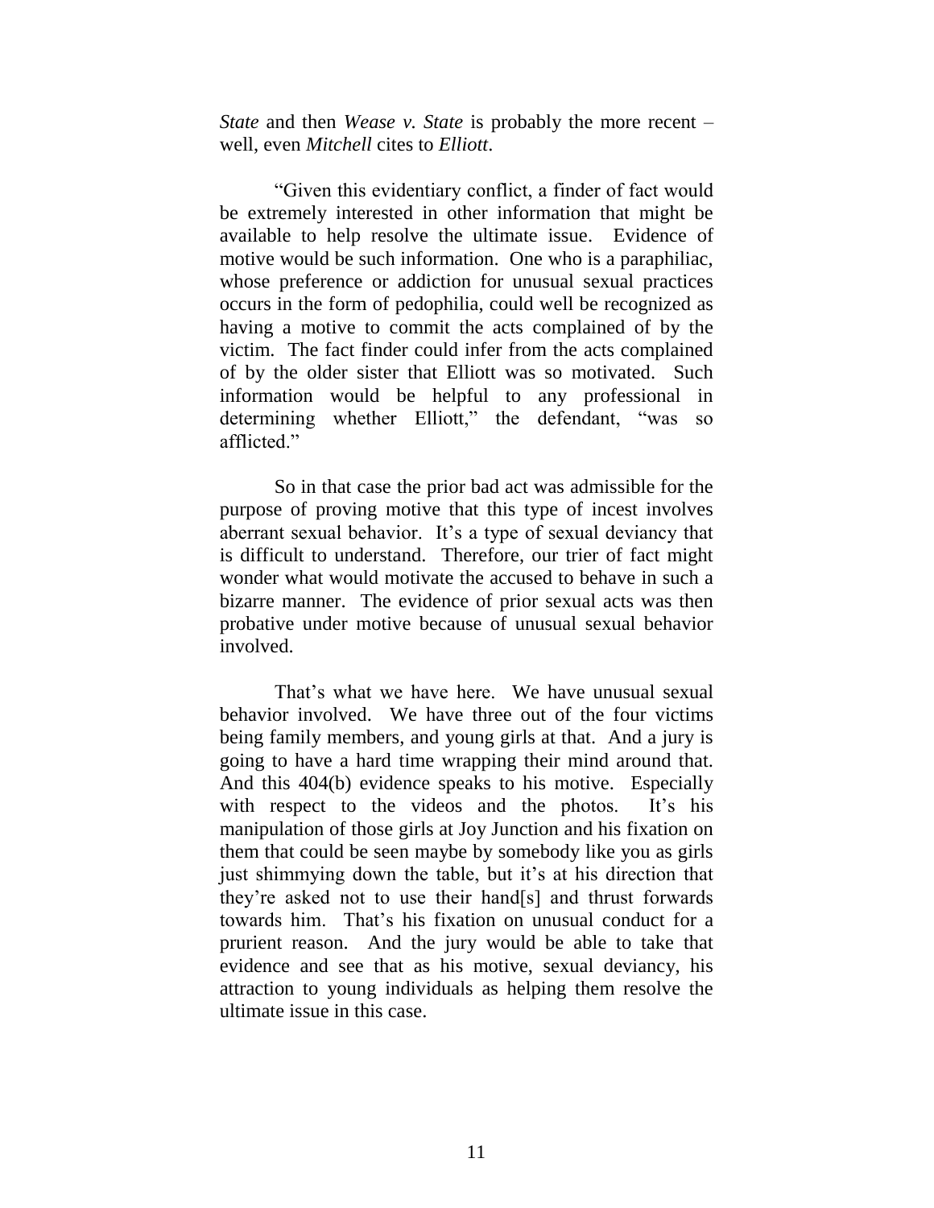*State* and then *Wease v. State* is probably the more recent – well, even *Mitchell* cites to *Elliott*.

"Given this evidentiary conflict, a finder of fact would be extremely interested in other information that might be available to help resolve the ultimate issue. Evidence of motive would be such information. One who is a paraphiliac, whose preference or addiction for unusual sexual practices occurs in the form of pedophilia, could well be recognized as having a motive to commit the acts complained of by the victim. The fact finder could infer from the acts complained of by the older sister that Elliott was so motivated. Such information would be helpful to any professional in determining whether Elliott," the defendant, "was so afflicted."

So in that case the prior bad act was admissible for the purpose of proving motive that this type of incest involves aberrant sexual behavior. It's a type of sexual deviancy that is difficult to understand. Therefore, our trier of fact might wonder what would motivate the accused to behave in such a bizarre manner. The evidence of prior sexual acts was then probative under motive because of unusual sexual behavior involved.

That's what we have here. We have unusual sexual behavior involved. We have three out of the four victims being family members, and young girls at that. And a jury is going to have a hard time wrapping their mind around that. And this 404(b) evidence speaks to his motive. Especially with respect to the videos and the photos. It's his manipulation of those girls at Joy Junction and his fixation on them that could be seen maybe by somebody like you as girls just shimmying down the table, but it's at his direction that they're asked not to use their hand[s] and thrust forwards towards him. That's his fixation on unusual conduct for a prurient reason. And the jury would be able to take that evidence and see that as his motive, sexual deviancy, his attraction to young individuals as helping them resolve the ultimate issue in this case.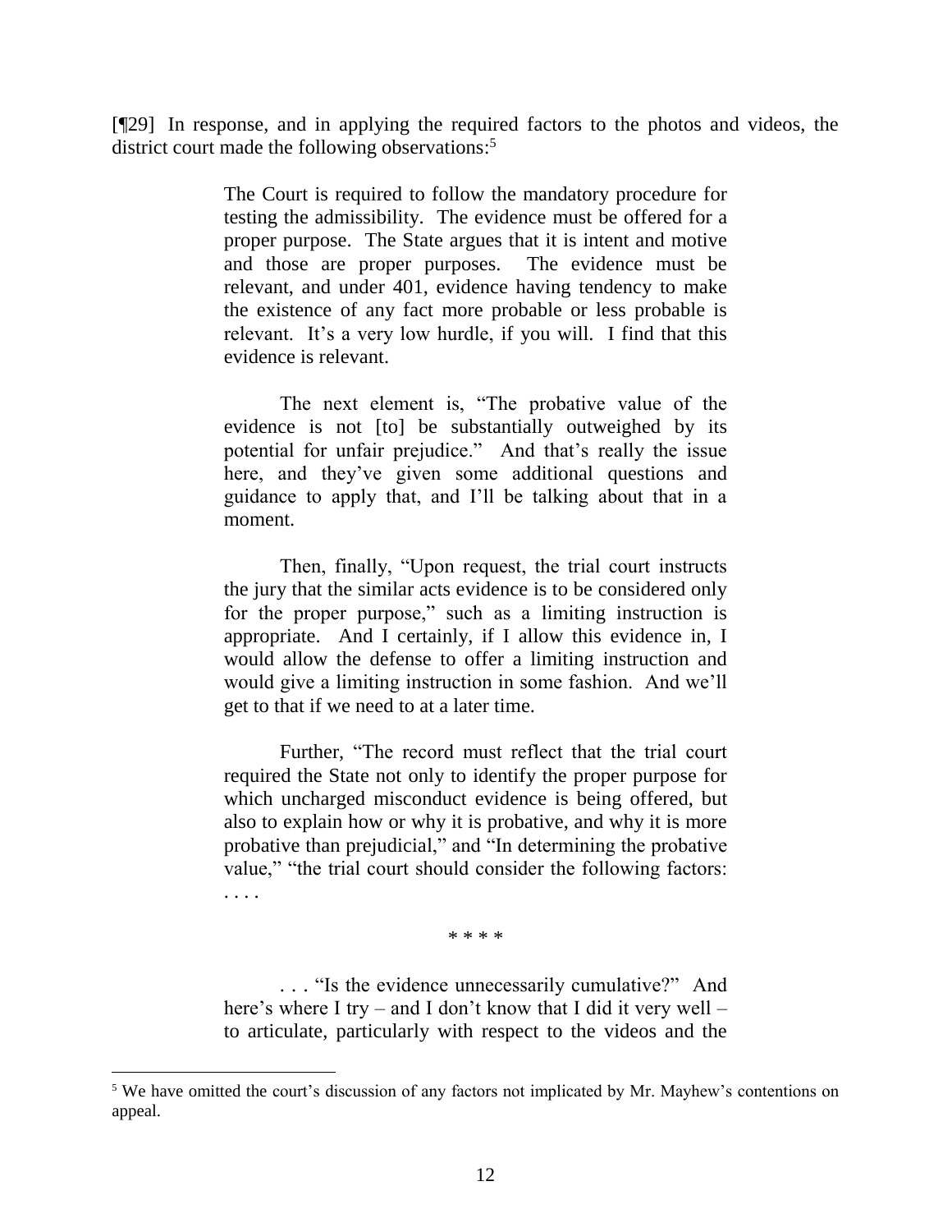[¶29] In response, and in applying the required factors to the photos and videos, the district court made the following observations:[5]

> The Court is required to follow the mandatory procedure for testing the admissibility. The evidence must be offered for a proper purpose. The State argues that it is intent and motive and those are proper purposes. The evidence must be relevant, and under 401, evidence having tendency to make the existence of any fact more probable or less probable is relevant. It's a very low hurdle, if you will. I find that this evidence is relevant.
>
> The next element is, "The probative value of the evidence is not [to] be substantially outweighed by its potential for unfair prejudice." And that's really the issue here, and they've given some additional questions and guidance to apply that, and I'll be talking about that in a moment.
>
> Then, finally, "Upon request, the trial court instructs the jury that the similar acts evidence is to be considered only for the proper purpose," such as a limiting instruction is appropriate. And I certainly, if I allow this evidence in, I would allow the defense to offer a limiting instruction and would give a limiting instruction in some fashion. And we'll get to that if we need to at a later time.
>
> Further, "The record must reflect that the trial court required the State not only to identify the proper purpose for which uncharged misconduct evidence is being offered, but also to explain how or why it is probative, and why it is more probative than prejudicial," and "In determining the probative value," "the trial court should consider the following factors: . . . .
>
> \* \* \* \*
>
> . . . "Is the evidence unnecessarily cumulative?" And here's where I try – and I don't know that I did it very well – to articulate, particularly with respect to the videos and the

[5] We have omitted the court's discussion of any factors not implicated by Mr. Mayhew's contentions on appeal.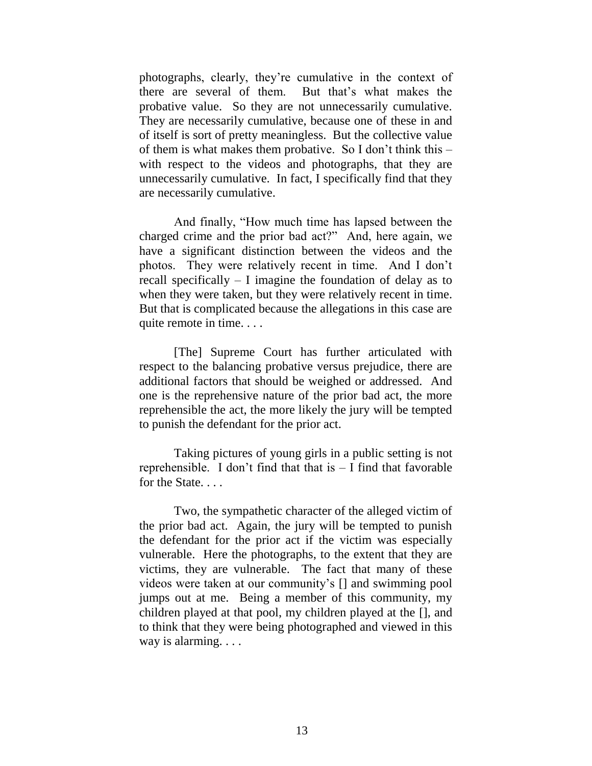photographs, clearly, they're cumulative in the context of there are several of them. But that's what makes the probative value. So they are not unnecessarily cumulative. They are necessarily cumulative, because one of these in and of itself is sort of pretty meaningless. But the collective value of them is what makes them probative. So I don't think this – with respect to the videos and photographs, that they are unnecessarily cumulative. In fact, I specifically find that they are necessarily cumulative.

And finally, "How much time has lapsed between the charged crime and the prior bad act?" And, here again, we have a significant distinction between the videos and the photos. They were relatively recent in time. And I don't recall specifically – I imagine the foundation of delay as to when they were taken, but they were relatively recent in time. But that is complicated because the allegations in this case are quite remote in time. . . .

[The] Supreme Court has further articulated with respect to the balancing probative versus prejudice, there are additional factors that should be weighed or addressed. And one is the reprehensive nature of the prior bad act, the more reprehensible the act, the more likely the jury will be tempted to punish the defendant for the prior act.

Taking pictures of young girls in a public setting is not reprehensible. I don't find that that is – I find that favorable for the State. . . .

Two, the sympathetic character of the alleged victim of the prior bad act. Again, the jury will be tempted to punish the defendant for the prior act if the victim was especially vulnerable. Here the photographs, to the extent that they are victims, they are vulnerable. The fact that many of these videos were taken at our community's [] and swimming pool jumps out at me. Being a member of this community, my children played at that pool, my children played at the [], and to think that they were being photographed and viewed in this way is alarming. . . .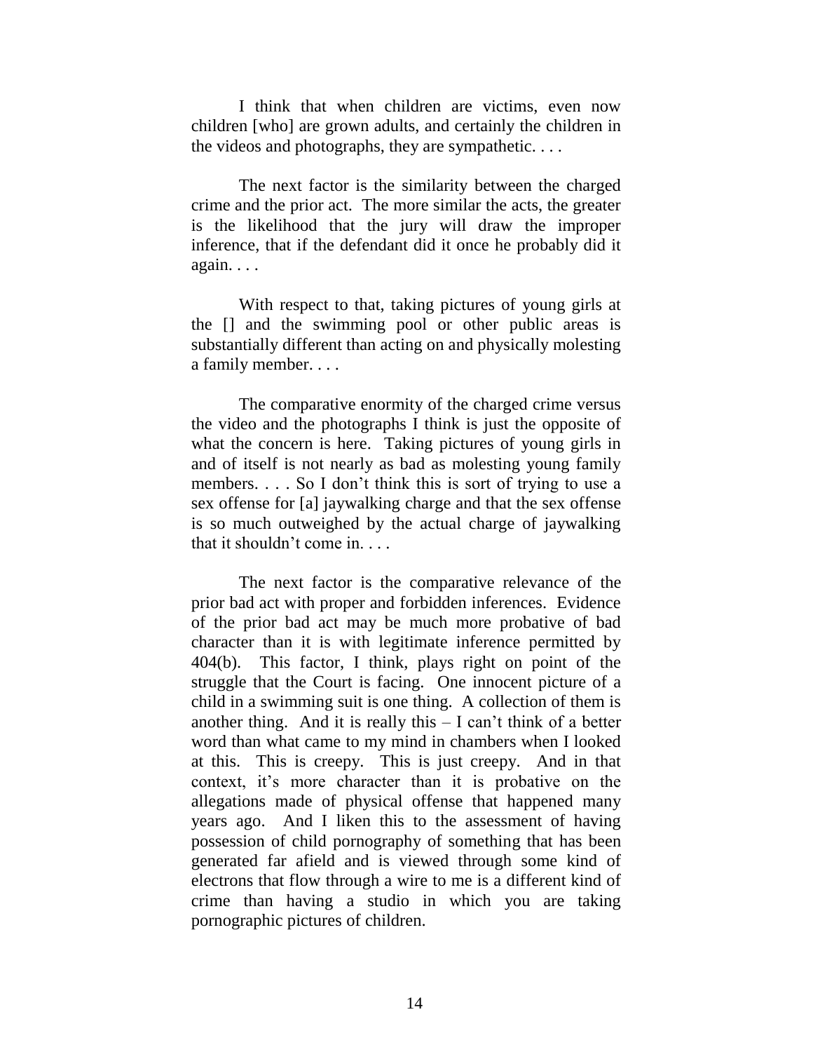I think that when children are victims, even now children [who] are grown adults, and certainly the children in the videos and photographs, they are sympathetic. . . .

The next factor is the similarity between the charged crime and the prior act. The more similar the acts, the greater is the likelihood that the jury will draw the improper inference, that if the defendant did it once he probably did it again. . . .

With respect to that, taking pictures of young girls at the [] and the swimming pool or other public areas is substantially different than acting on and physically molesting a family member. . . .

The comparative enormity of the charged crime versus the video and the photographs I think is just the opposite of what the concern is here. Taking pictures of young girls in and of itself is not nearly as bad as molesting young family members. . . . So I don't think this is sort of trying to use a sex offense for [a] jaywalking charge and that the sex offense is so much outweighed by the actual charge of jaywalking that it shouldn't come in. . . .

The next factor is the comparative relevance of the prior bad act with proper and forbidden inferences. Evidence of the prior bad act may be much more probative of bad character than it is with legitimate inference permitted by 404(b). This factor, I think, plays right on point of the struggle that the Court is facing. One innocent picture of a child in a swimming suit is one thing. A collection of them is another thing. And it is really this – I can't think of a better word than what came to my mind in chambers when I looked at this. This is creepy. This is just creepy. And in that context, it's more character than it is probative on the allegations made of physical offense that happened many years ago. And I liken this to the assessment of having possession of child pornography of something that has been generated far afield and is viewed through some kind of electrons that flow through a wire to me is a different kind of crime than having a studio in which you are taking pornographic pictures of children.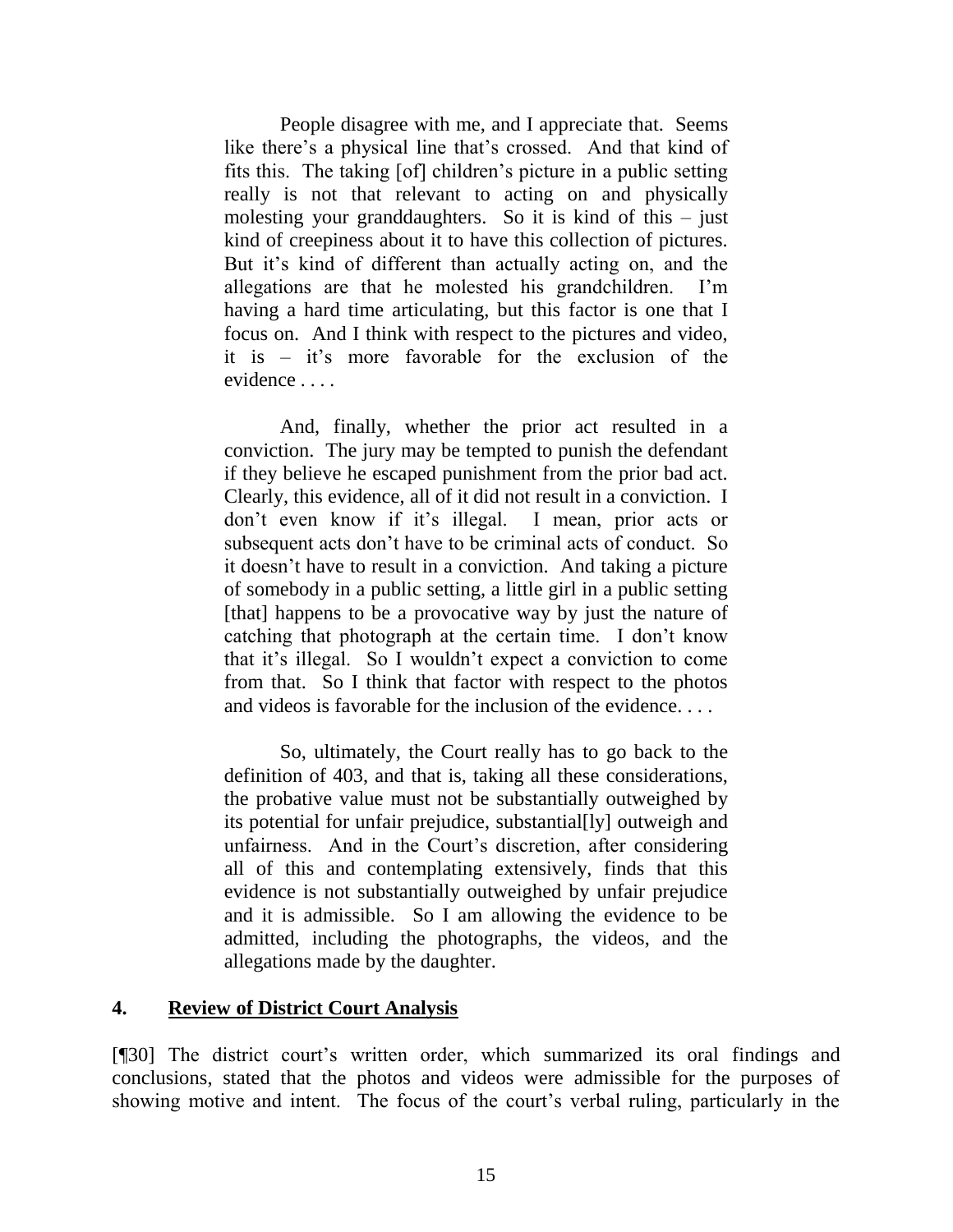> People disagree with me, and I appreciate that. Seems like there's a physical line that's crossed. And that kind of fits this. The taking [of] children's picture in a public setting really is not that relevant to acting on and physically molesting your granddaughters. So it is kind of this – just kind of creepiness about it to have this collection of pictures. But it's kind of different than actually acting on, and the allegations are that he molested his grandchildren. I'm having a hard time articulating, but this factor is one that I focus on. And I think with respect to the pictures and video, it is – it's more favorable for the exclusion of the evidence . . . .
>
> And, finally, whether the prior act resulted in a conviction. The jury may be tempted to punish the defendant if they believe he escaped punishment from the prior bad act. Clearly, this evidence, all of it did not result in a conviction. I don't even know if it's illegal. I mean, prior acts or subsequent acts don't have to be criminal acts of conduct. So it doesn't have to result in a conviction. And taking a picture of somebody in a public setting, a little girl in a public setting [that] happens to be a provocative way by just the nature of catching that photograph at the certain time. I don't know that it's illegal. So I wouldn't expect a conviction to come from that. So I think that factor with respect to the photos and videos is favorable for the inclusion of the evidence. . . .
>
> So, ultimately, the Court really has to go back to the definition of 403, and that is, taking all these considerations, the probative value must not be substantially outweighed by its potential for unfair prejudice, substantial[ly] outweigh and unfairness. And in the Court's discretion, after considering all of this and contemplating extensively, finds that this evidence is not substantially outweighed by unfair prejudice and it is admissible. So I am allowing the evidence to be admitted, including the photographs, the videos, and the allegations made by the daughter.

### 4. Review of District Court Analysis

[¶30] The district court's written order, which summarized its oral findings and conclusions, stated that the photos and videos were admissible for the purposes of showing motive and intent. The focus of the court's verbal ruling, particularly in the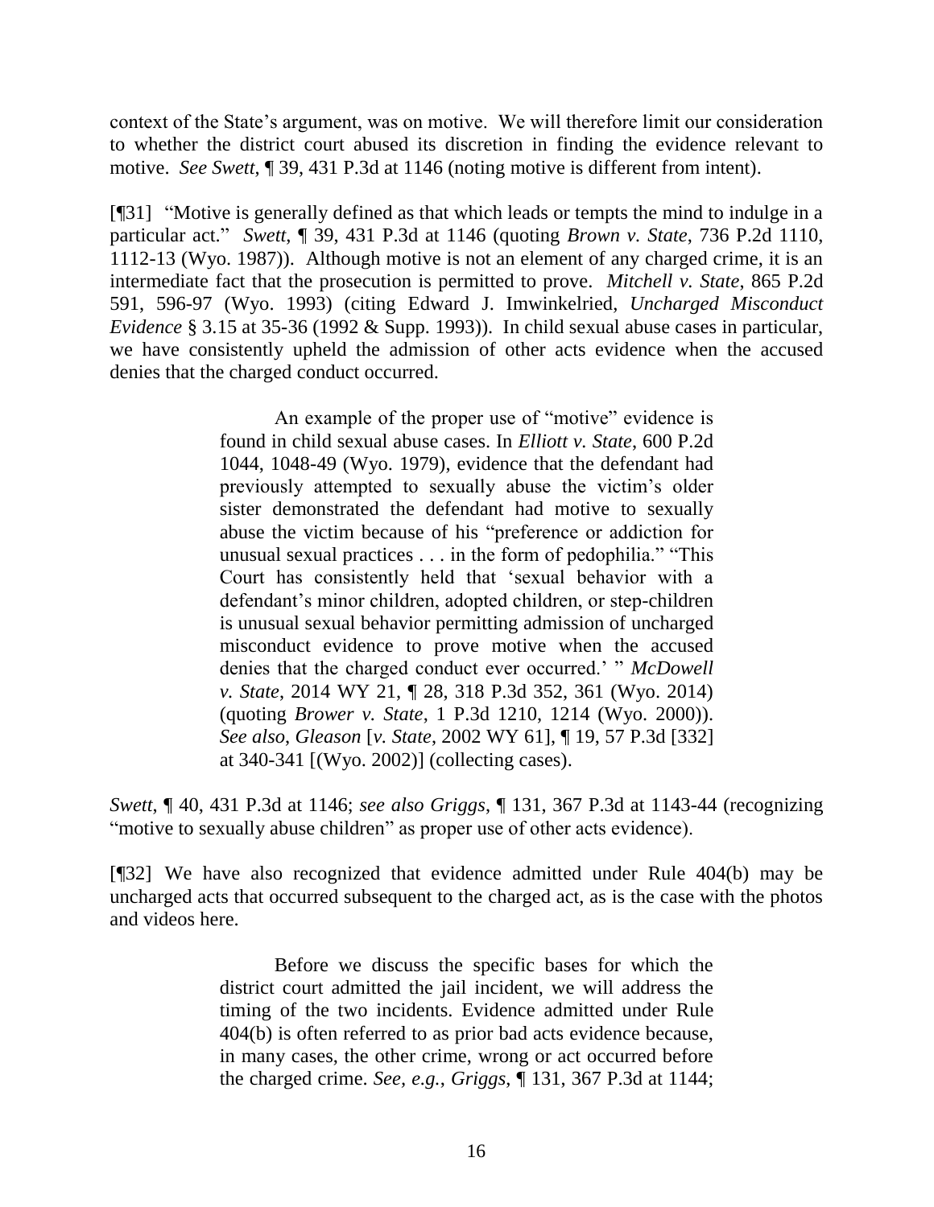context of the State's argument, was on motive. We will therefore limit our consideration to whether the district court abused its discretion in finding the evidence relevant to motive. *See Swett*, ¶ 39, 431 P.3d at 1146 (noting motive is different from intent).

[¶31] "Motive is generally defined as that which leads or tempts the mind to indulge in a particular act." *Swett*, ¶ 39, 431 P.3d at 1146 (quoting *Brown v. State*, 736 P.2d 1110, 1112-13 (Wyo. 1987)). Although motive is not an element of any charged crime, it is an intermediate fact that the prosecution is permitted to prove. *Mitchell v. State*, 865 P.2d 591, 596-97 (Wyo. 1993) (citing Edward J. Imwinkelried, *Uncharged Misconduct Evidence* § 3.15 at 35-36 (1992 & Supp. 1993)). In child sexual abuse cases in particular, we have consistently upheld the admission of other acts evidence when the accused denies that the charged conduct occurred.

> An example of the proper use of "motive" evidence is found in child sexual abuse cases. In *Elliott v. State*, 600 P.2d 1044, 1048-49 (Wyo. 1979), evidence that the defendant had previously attempted to sexually abuse the victim's older sister demonstrated the defendant had motive to sexually abuse the victim because of his "preference or addiction for unusual sexual practices . . . in the form of pedophilia." "This Court has consistently held that 'sexual behavior with a defendant's minor children, adopted children, or step-children is unusual sexual behavior permitting admission of uncharged misconduct evidence to prove motive when the accused denies that the charged conduct ever occurred.' " *McDowell v. State*, 2014 WY 21, ¶ 28, 318 P.3d 352, 361 (Wyo. 2014) (quoting *Brower v. State*, 1 P.3d 1210, 1214 (Wyo. 2000)). *See also*, *Gleason* [*v. State*, 2002 WY 61], ¶ 19, 57 P.3d [332] at 340-341 [(Wyo. 2002)] (collecting cases).

*Swett*, ¶ 40, 431 P.3d at 1146; *see also Griggs*, ¶ 131, 367 P.3d at 1143-44 (recognizing "motive to sexually abuse children" as proper use of other acts evidence).

[¶32] We have also recognized that evidence admitted under Rule 404(b) may be uncharged acts that occurred subsequent to the charged act, as is the case with the photos and videos here.

> Before we discuss the specific bases for which the district court admitted the jail incident, we will address the timing of the two incidents. Evidence admitted under Rule 404(b) is often referred to as prior bad acts evidence because, in many cases, the other crime, wrong or act occurred before the charged crime. *See, e.g.*, *Griggs*, ¶ 131, 367 P.3d at 1144;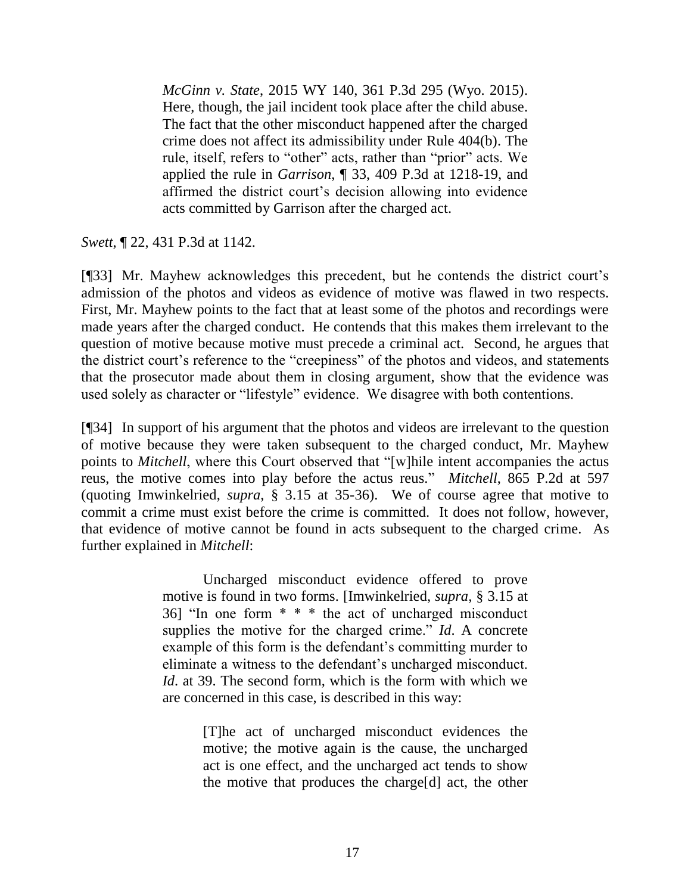> *McGinn v. State*, 2015 WY 140, 361 P.3d 295 (Wyo. 2015). Here, though, the jail incident took place after the child abuse. The fact that the other misconduct happened after the charged crime does not affect its admissibility under Rule 404(b). The rule, itself, refers to "other" acts, rather than "prior" acts. We applied the rule in *Garrison*, ¶ 33, 409 P.3d at 1218-19, and affirmed the district court's decision allowing into evidence acts committed by Garrison after the charged act.

*Swett*, ¶ 22, 431 P.3d at 1142.

[¶33] Mr. Mayhew acknowledges this precedent, but he contends the district court's admission of the photos and videos as evidence of motive was flawed in two respects. First, Mr. Mayhew points to the fact that at least some of the photos and recordings were made years after the charged conduct. He contends that this makes them irrelevant to the question of motive because motive must precede a criminal act. Second, he argues that the district court's reference to the "creepiness" of the photos and videos, and statements that the prosecutor made about them in closing argument, show that the evidence was used solely as character or "lifestyle" evidence. We disagree with both contentions.

[¶34] In support of his argument that the photos and videos are irrelevant to the question of motive because they were taken subsequent to the charged conduct, Mr. Mayhew points to *Mitchell*, where this Court observed that "[w]hile intent accompanies the actus reus, the motive comes into play before the actus reus." *Mitchell*, 865 P.2d at 597 (quoting Imwinkelried, *supra*, § 3.15 at 35-36). We of course agree that motive to commit a crime must exist before the crime is committed. It does not follow, however, that evidence of motive cannot be found in acts subsequent to the charged crime. As further explained in *Mitchell*:

> Uncharged misconduct evidence offered to prove motive is found in two forms. [Imwinkelried, *supra*, § 3.15 at 36] "In one form * * * the act of uncharged misconduct supplies the motive for the charged crime." *Id*. A concrete example of this form is the defendant's committing murder to eliminate a witness to the defendant's uncharged misconduct. *Id*. at 39. The second form, which is the form with which we are concerned in this case, is described in this way:
>
> > [T]he act of uncharged misconduct evidences the motive; the motive again is the cause, the uncharged act is one effect, and the uncharged act tends to show the motive that produces the charge[d] act, the other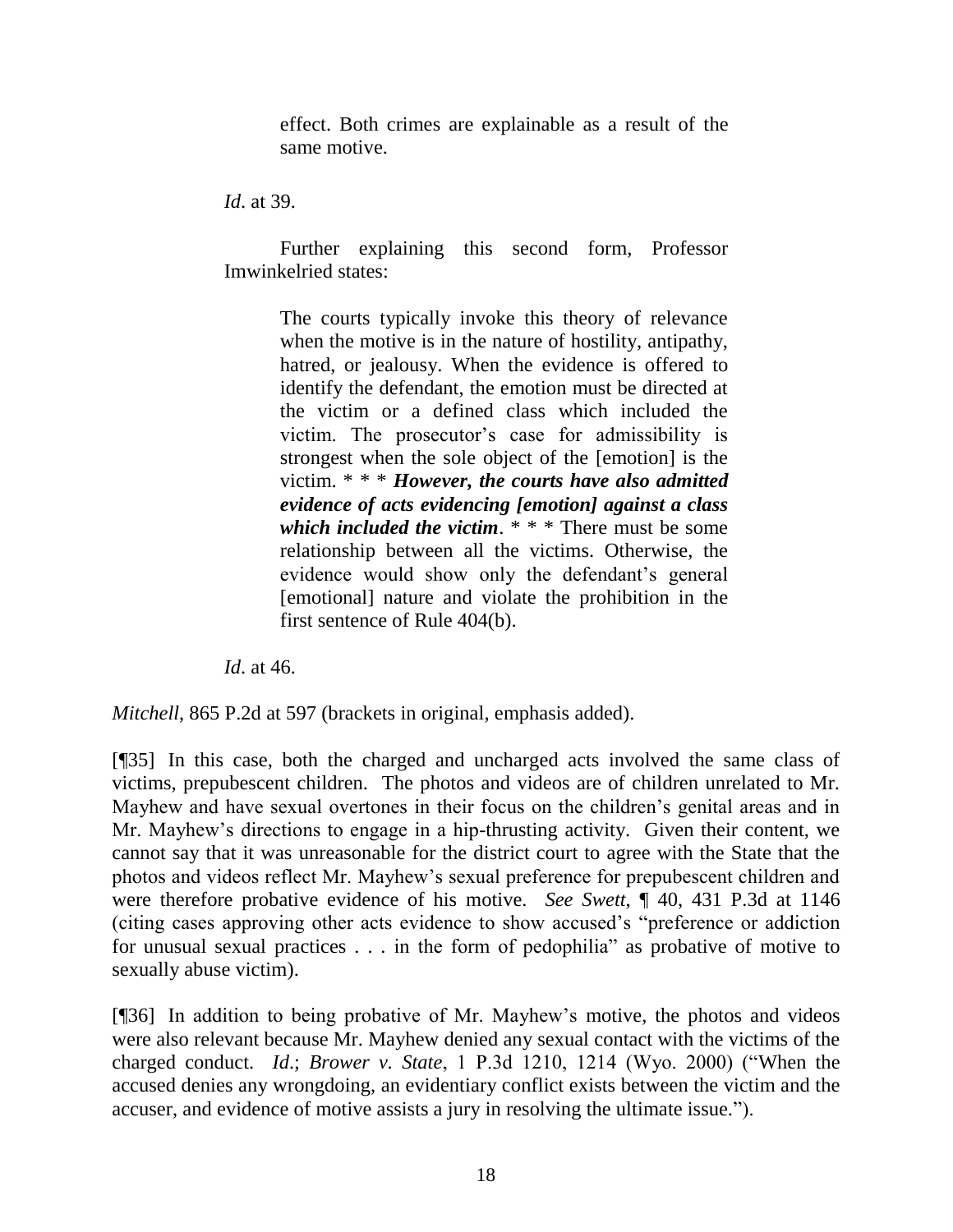> > effect. Both crimes are explainable as a result of the same motive.
>
> *Id*. at 39.
>
> Further explaining this second form, Professor Imwinkelried states:
>
> > The courts typically invoke this theory of relevance when the motive is in the nature of hostility, antipathy, hatred, or jealousy. When the evidence is offered to identify the defendant, the emotion must be directed at the victim or a defined class which included the victim. The prosecutor's case for admissibility is strongest when the sole object of the [emotion] is the victim. * * * ***However, the courts have also admitted evidence of acts evidencing [emotion] against a class which included the victim***. * * * There must be some relationship between all the victims. Otherwise, the evidence would show only the defendant's general [emotional] nature and violate the prohibition in the first sentence of Rule 404(b).
>
> *Id*. at 46.

*Mitchell*, 865 P.2d at 597 (brackets in original, emphasis added).

[¶35] In this case, both the charged and uncharged acts involved the same class of victims, prepubescent children. The photos and videos are of children unrelated to Mr. Mayhew and have sexual overtones in their focus on the children's genital areas and in Mr. Mayhew's directions to engage in a hip-thrusting activity. Given their content, we cannot say that it was unreasonable for the district court to agree with the State that the photos and videos reflect Mr. Mayhew's sexual preference for prepubescent children and were therefore probative evidence of his motive. *See Swett*, ¶ 40, 431 P.3d at 1146 (citing cases approving other acts evidence to show accused's "preference or addiction for unusual sexual practices . . . in the form of pedophilia" as probative of motive to sexually abuse victim).

[¶36] In addition to being probative of Mr. Mayhew's motive, the photos and videos were also relevant because Mr. Mayhew denied any sexual contact with the victims of the charged conduct. *Id*.; *Brower v. State*, 1 P.3d 1210, 1214 (Wyo. 2000) ("When the accused denies any wrongdoing, an evidentiary conflict exists between the victim and the accuser, and evidence of motive assists a jury in resolving the ultimate issue.").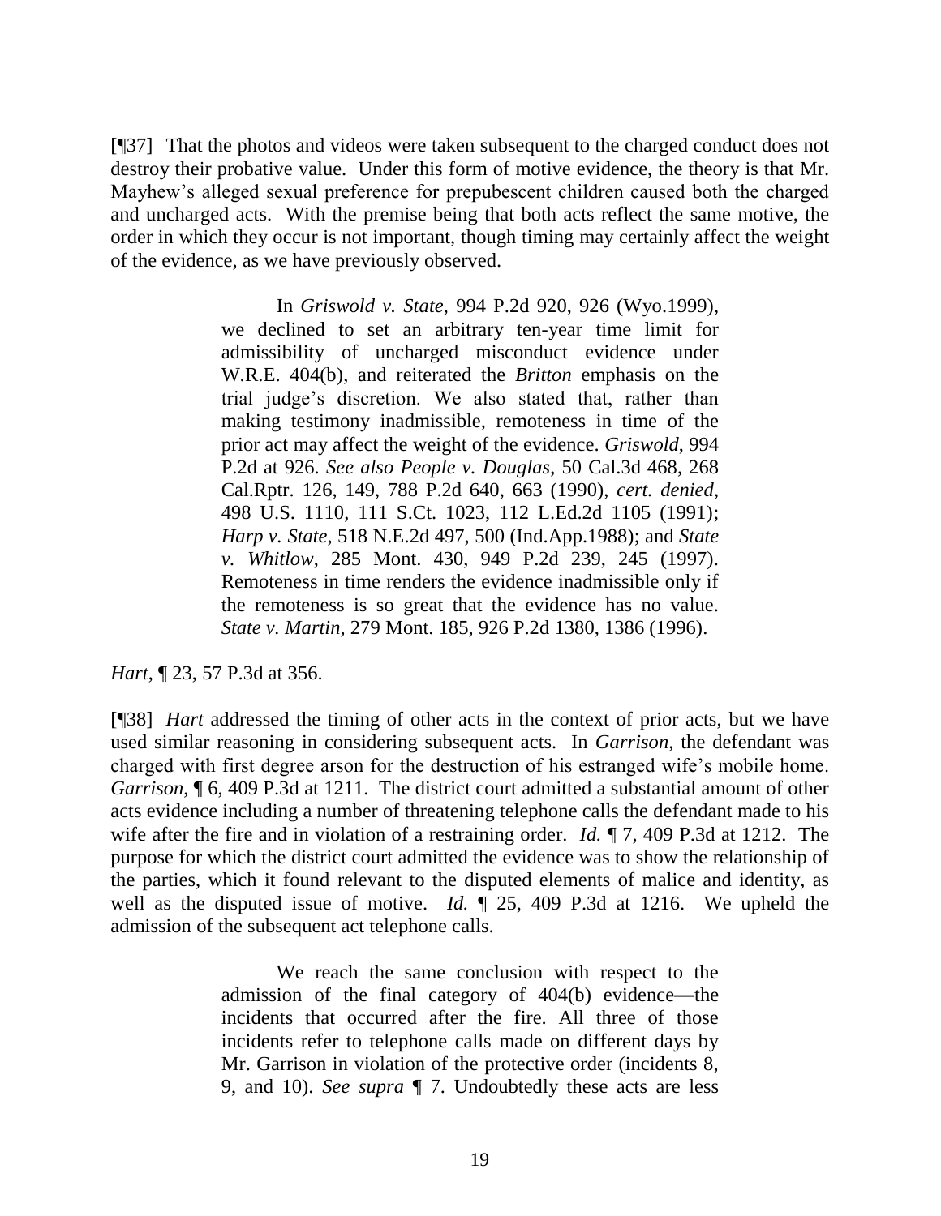[¶37] That the photos and videos were taken subsequent to the charged conduct does not destroy their probative value. Under this form of motive evidence, the theory is that Mr. Mayhew's alleged sexual preference for prepubescent children caused both the charged and uncharged acts. With the premise being that both acts reflect the same motive, the order in which they occur is not important, though timing may certainly affect the weight of the evidence, as we have previously observed.

> In *Griswold v. State*, 994 P.2d 920, 926 (Wyo.1999), we declined to set an arbitrary ten-year time limit for admissibility of uncharged misconduct evidence under W.R.E. 404(b), and reiterated the *Britton* emphasis on the trial judge's discretion. We also stated that, rather than making testimony inadmissible, remoteness in time of the prior act may affect the weight of the evidence. *Griswold*, 994 P.2d at 926. *See also People v. Douglas*, 50 Cal.3d 468, 268 Cal.Rptr. 126, 149, 788 P.2d 640, 663 (1990), *cert. denied*, 498 U.S. 1110, 111 S.Ct. 1023, 112 L.Ed.2d 1105 (1991); *Harp v. State*, 518 N.E.2d 497, 500 (Ind.App.1988); and *State v. Whitlow*, 285 Mont. 430, 949 P.2d 239, 245 (1997). Remoteness in time renders the evidence inadmissible only if the remoteness is so great that the evidence has no value. *State v. Martin*, 279 Mont. 185, 926 P.2d 1380, 1386 (1996).

*Hart*, ¶ 23, 57 P.3d at 356.

[¶38] *Hart* addressed the timing of other acts in the context of prior acts, but we have used similar reasoning in considering subsequent acts. In *Garrison*, the defendant was charged with first degree arson for the destruction of his estranged wife's mobile home. *Garrison*, ¶ 6, 409 P.3d at 1211. The district court admitted a substantial amount of other acts evidence including a number of threatening telephone calls the defendant made to his wife after the fire and in violation of a restraining order. *Id.* ¶ 7, 409 P.3d at 1212. The purpose for which the district court admitted the evidence was to show the relationship of the parties, which it found relevant to the disputed elements of malice and identity, as well as the disputed issue of motive. *Id.* ¶ 25, 409 P.3d at 1216. We upheld the admission of the subsequent act telephone calls.

> We reach the same conclusion with respect to the admission of the final category of 404(b) evidence—the incidents that occurred after the fire. All three of those incidents refer to telephone calls made on different days by Mr. Garrison in violation of the protective order (incidents 8, 9, and 10). *See supra* ¶ 7. Undoubtedly these acts are less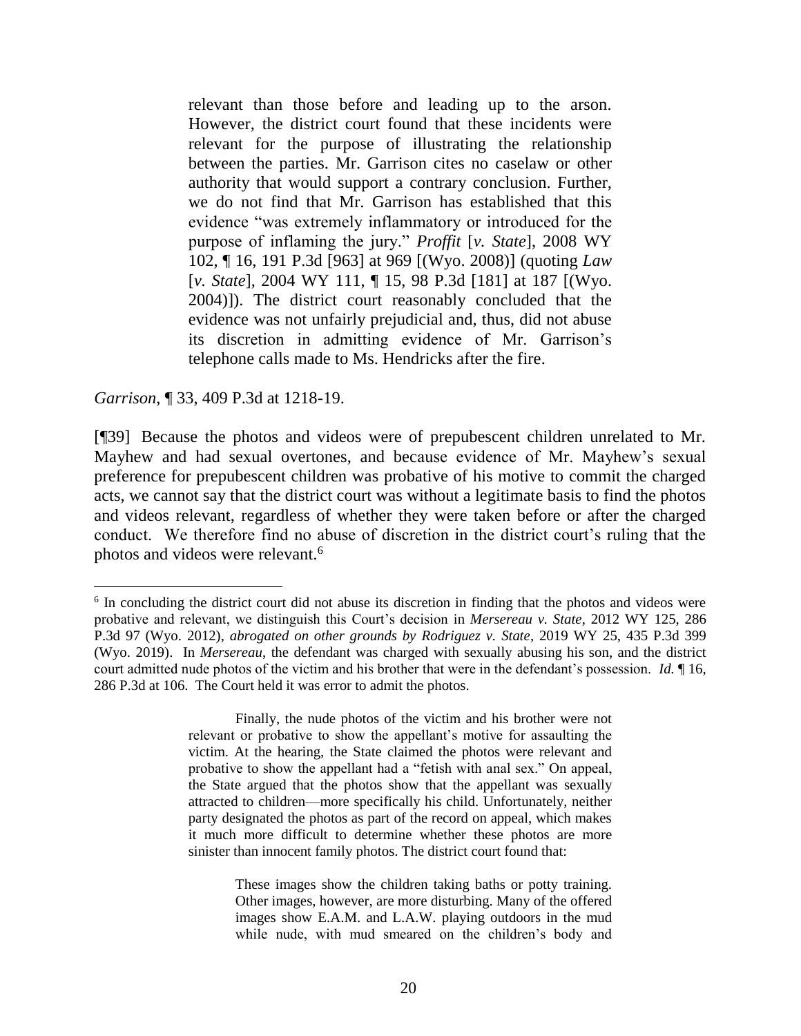> relevant than those before and leading up to the arson. However, the district court found that these incidents were relevant for the purpose of illustrating the relationship between the parties. Mr. Garrison cites no caselaw or other authority that would support a contrary conclusion. Further, we do not find that Mr. Garrison has established that this evidence "was extremely inflammatory or introduced for the purpose of inflaming the jury." *Proffit* [*v. State*], 2008 WY 102, ¶ 16, 191 P.3d [963] at 969 [(Wyo. 2008)] (quoting *Law* [*v. State*], 2004 WY 111, ¶ 15, 98 P.3d [181] at 187 [(Wyo. 2004)]). The district court reasonably concluded that the evidence was not unfairly prejudicial and, thus, did not abuse its discretion in admitting evidence of Mr. Garrison's telephone calls made to Ms. Hendricks after the fire.

*Garrison*, ¶ 33, 409 P.3d at 1218-19.

[¶39] Because the photos and videos were of prepubescent children unrelated to Mr. Mayhew and had sexual overtones, and because evidence of Mr. Mayhew's sexual preference for prepubescent children was probative of his motive to commit the charged acts, we cannot say that the district court was without a legitimate basis to find the photos and videos relevant, regardless of whether they were taken before or after the charged conduct. We therefore find no abuse of discretion in the district court's ruling that the photos and videos were relevant.[6]

---

[6] In concluding the district court did not abuse its discretion in finding that the photos and videos were probative and relevant, we distinguish this Court's decision in *Mersereau v. State*, 2012 WY 125, 286 P.3d 97 (Wyo. 2012), *abrogated on other grounds by Rodriguez v. State*, 2019 WY 25, 435 P.3d 399 (Wyo. 2019). In *Mersereau*, the defendant was charged with sexually abusing his son, and the district court admitted nude photos of the victim and his brother that were in the defendant's possession. *Id.* ¶ 16, 286 P.3d at 106. The Court held it was error to admit the photos.

> Finally, the nude photos of the victim and his brother were not relevant or probative to show the appellant's motive for assaulting the victim. At the hearing, the State claimed the photos were relevant and probative to show the appellant had a "fetish with anal sex." On appeal, the State argued that the photos show that the appellant was sexually attracted to children—more specifically his child. Unfortunately, neither party designated the photos as part of the record on appeal, which makes it much more difficult to determine whether these photos are more sinister than innocent family photos. The district court found that:
>
> > These images show the children taking baths or potty training. Other images, however, are more disturbing. Many of the offered images show E.A.M. and L.A.W. playing outdoors in the mud while nude, with mud smeared on the children's body and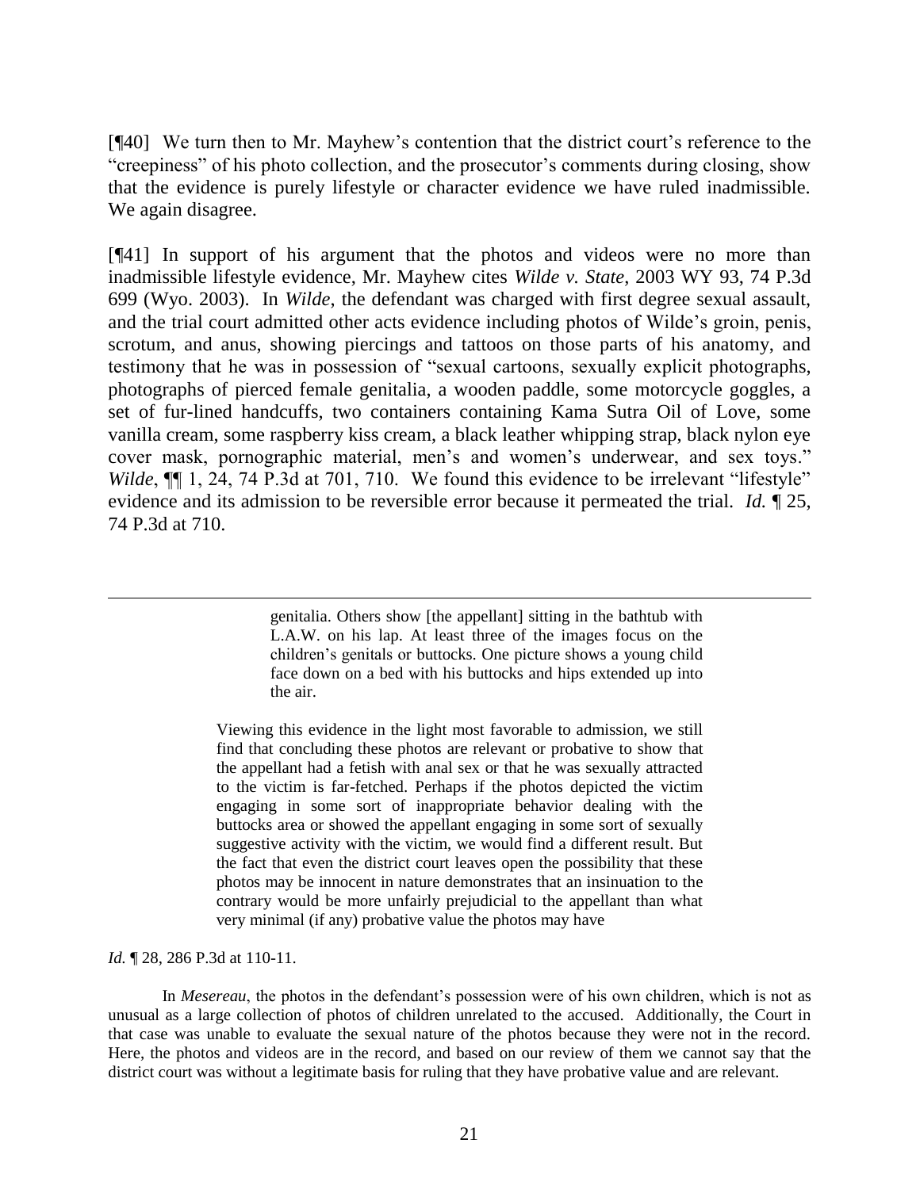[¶40] We turn then to Mr. Mayhew's contention that the district court's reference to the "creepiness" of his photo collection, and the prosecutor's comments during closing, show that the evidence is purely lifestyle or character evidence we have ruled inadmissible. We again disagree.

[¶41] In support of his argument that the photos and videos were no more than inadmissible lifestyle evidence, Mr. Mayhew cites *Wilde v. State*, 2003 WY 93, 74 P.3d 699 (Wyo. 2003). In *Wilde*, the defendant was charged with first degree sexual assault, and the trial court admitted other acts evidence including photos of Wilde's groin, penis, scrotum, and anus, showing piercings and tattoos on those parts of his anatomy, and testimony that he was in possession of "sexual cartoons, sexually explicit photographs, photographs of pierced female genitalia, a wooden paddle, some motorcycle goggles, a set of fur-lined handcuffs, two containers containing Kama Sutra Oil of Love, some vanilla cream, some raspberry kiss cream, a black leather whipping strap, black nylon eye cover mask, pornographic material, men's and women's underwear, and sex toys." *Wilde*, ¶¶ 1, 24, 74 P.3d at 701, 710. We found this evidence to be irrelevant "lifestyle" evidence and its admission to be reversible error because it permeated the trial. *Id.* ¶ 25, 74 P.3d at 710.

---

> genitalia. Others show [the appellant] sitting in the bathtub with L.A.W. on his lap. At least three of the images focus on the children's genitals or buttocks. One picture shows a young child face down on a bed with his buttocks and hips extended up into the air.
>
> Viewing this evidence in the light most favorable to admission, we still find that concluding these photos are relevant or probative to show that the appellant had a fetish with anal sex or that he was sexually attracted to the victim is far-fetched. Perhaps if the photos depicted the victim engaging in some sort of inappropriate behavior dealing with the buttocks area or showed the appellant engaging in some sort of sexually suggestive activity with the victim, we would find a different result. But the fact that even the district court leaves open the possibility that these photos may be innocent in nature demonstrates that an insinuation to the contrary would be more unfairly prejudicial to the appellant than what very minimal (if any) probative value the photos may have

*Id.* ¶ 28, 286 P.3d at 110-11.

In *Mesereau*, the photos in the defendant's possession were of his own children, which is not as unusual as a large collection of photos of children unrelated to the accused. Additionally, the Court in that case was unable to evaluate the sexual nature of the photos because they were not in the record. Here, the photos and videos are in the record, and based on our review of them we cannot say that the district court was without a legitimate basis for ruling that they have probative value and are relevant.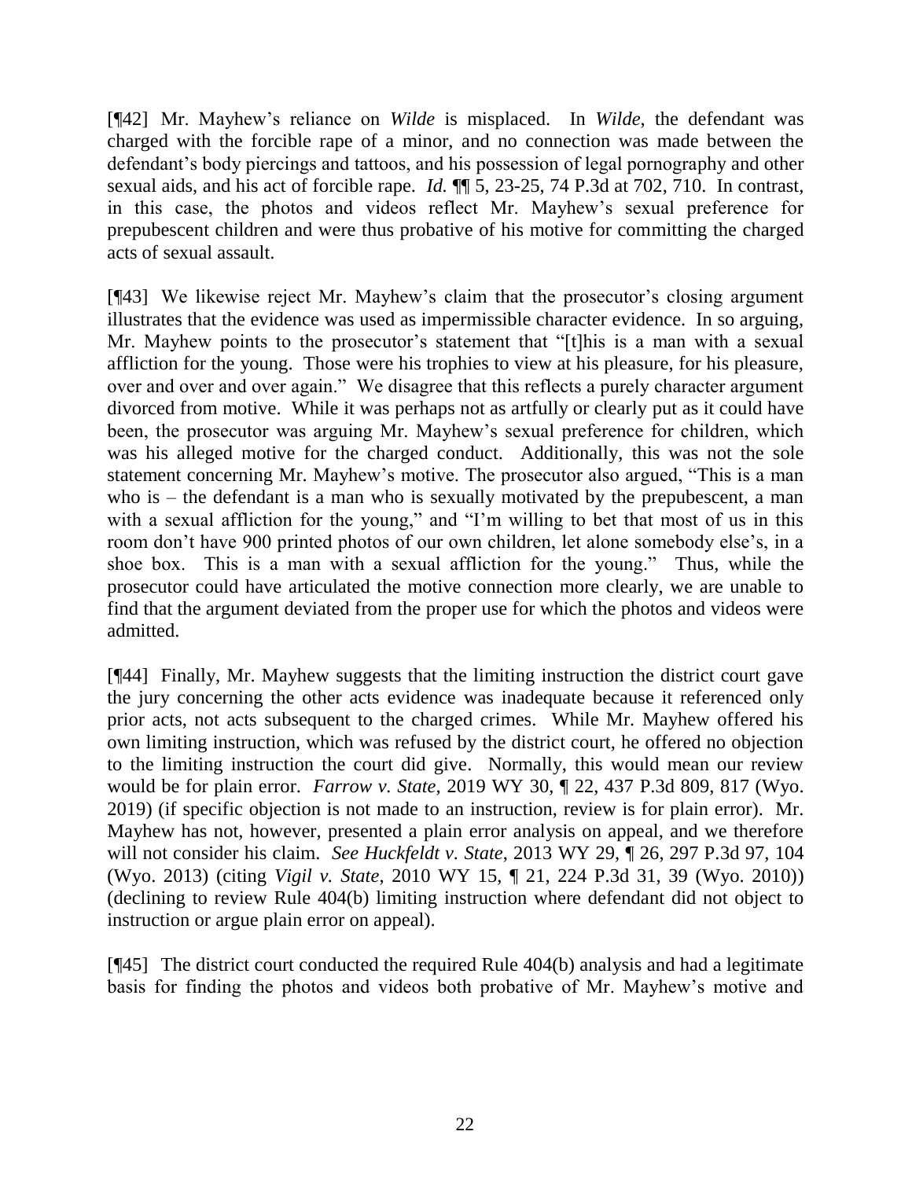[¶42] Mr. Mayhew's reliance on *Wilde* is misplaced. In *Wilde*, the defendant was charged with the forcible rape of a minor, and no connection was made between the defendant's body piercings and tattoos, and his possession of legal pornography and other sexual aids, and his act of forcible rape. *Id.* ¶¶ 5, 23-25, 74 P.3d at 702, 710. In contrast, in this case, the photos and videos reflect Mr. Mayhew's sexual preference for prepubescent children and were thus probative of his motive for committing the charged acts of sexual assault.

[¶43] We likewise reject Mr. Mayhew's claim that the prosecutor's closing argument illustrates that the evidence was used as impermissible character evidence. In so arguing, Mr. Mayhew points to the prosecutor's statement that "[t]his is a man with a sexual affliction for the young. Those were his trophies to view at his pleasure, for his pleasure, over and over and over again." We disagree that this reflects a purely character argument divorced from motive. While it was perhaps not as artfully or clearly put as it could have been, the prosecutor was arguing Mr. Mayhew's sexual preference for children, which was his alleged motive for the charged conduct. Additionally, this was not the sole statement concerning Mr. Mayhew's motive. The prosecutor also argued, "This is a man who is – the defendant is a man who is sexually motivated by the prepubescent, a man with a sexual affliction for the young," and "I'm willing to bet that most of us in this room don't have 900 printed photos of our own children, let alone somebody else's, in a shoe box. This is a man with a sexual affliction for the young." Thus, while the prosecutor could have articulated the motive connection more clearly, we are unable to find that the argument deviated from the proper use for which the photos and videos were admitted.

[¶44] Finally, Mr. Mayhew suggests that the limiting instruction the district court gave the jury concerning the other acts evidence was inadequate because it referenced only prior acts, not acts subsequent to the charged crimes. While Mr. Mayhew offered his own limiting instruction, which was refused by the district court, he offered no objection to the limiting instruction the court did give. Normally, this would mean our review would be for plain error. *Farrow v. State*, 2019 WY 30, ¶ 22, 437 P.3d 809, 817 (Wyo. 2019) (if specific objection is not made to an instruction, review is for plain error). Mr. Mayhew has not, however, presented a plain error analysis on appeal, and we therefore will not consider his claim. *See Huckfeldt v. State*, 2013 WY 29, ¶ 26, 297 P.3d 97, 104 (Wyo. 2013) (citing *Vigil v. State*, 2010 WY 15, ¶ 21, 224 P.3d 31, 39 (Wyo. 2010)) (declining to review Rule 404(b) limiting instruction where defendant did not object to instruction or argue plain error on appeal).

[¶45] The district court conducted the required Rule 404(b) analysis and had a legitimate basis for finding the photos and videos both probative of Mr. Mayhew's motive and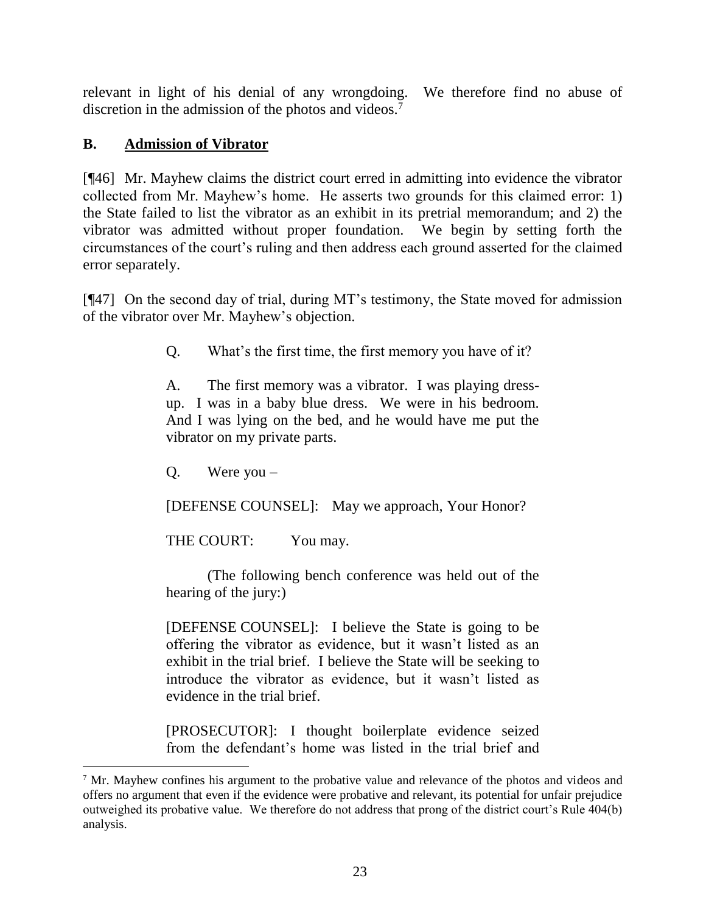relevant in light of his denial of any wrongdoing. We therefore find no abuse of discretion in the admission of the photos and videos.[7]

## B. Admission of Vibrator

[¶46] Mr. Mayhew claims the district court erred in admitting into evidence the vibrator collected from Mr. Mayhew's home. He asserts two grounds for this claimed error: 1) the State failed to list the vibrator as an exhibit in its pretrial memorandum; and 2) the vibrator was admitted without proper foundation. We begin by setting forth the circumstances of the court's ruling and then address each ground asserted for the claimed error separately.

[¶47] On the second day of trial, during MT's testimony, the State moved for admission of the vibrator over Mr. Mayhew's objection.

> Q. What's the first time, the first memory you have of it?
>
> A. The first memory was a vibrator. I was playing dress-up. I was in a baby blue dress. We were in his bedroom. And I was lying on the bed, and he would have me put the vibrator on my private parts.
>
> Q. Were you –
>
> [DEFENSE COUNSEL]: May we approach, Your Honor?
>
> THE COURT: You may.
>
> (The following bench conference was held out of the hearing of the jury:)
>
> [DEFENSE COUNSEL]: I believe the State is going to be offering the vibrator as evidence, but it wasn't listed as an exhibit in the trial brief. I believe the State will be seeking to introduce the vibrator as evidence, but it wasn't listed as evidence in the trial brief.
>
> [PROSECUTOR]: I thought boilerplate evidence seized from the defendant's home was listed in the trial brief and

[7] Mr. Mayhew confines his argument to the probative value and relevance of the photos and videos and offers no argument that even if the evidence were probative and relevant, its potential for unfair prejudice outweighed its probative value. We therefore do not address that prong of the district court's Rule 404(b) analysis.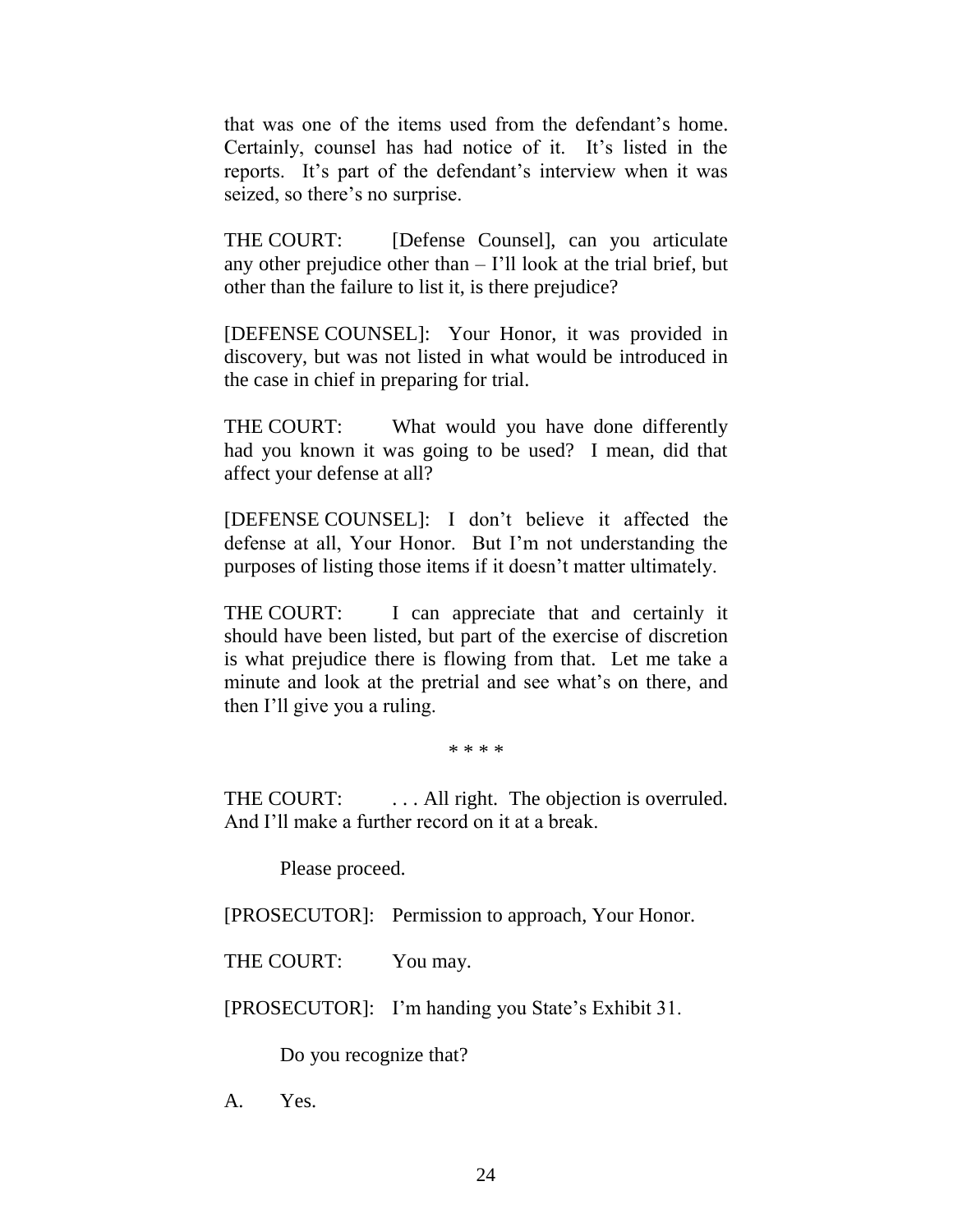that was one of the items used from the defendant's home. Certainly, counsel has had notice of it. It's listed in the reports. It's part of the defendant's interview when it was seized, so there's no surprise.

THE COURT: [Defense Counsel], can you articulate any other prejudice other than – I'll look at the trial brief, but other than the failure to list it, is there prejudice?

[DEFENSE COUNSEL]: Your Honor, it was provided in discovery, but was not listed in what would be introduced in the case in chief in preparing for trial.

THE COURT: What would you have done differently had you known it was going to be used? I mean, did that affect your defense at all?

[DEFENSE COUNSEL]: I don't believe it affected the defense at all, Your Honor. But I'm not understanding the purposes of listing those items if it doesn't matter ultimately.

THE COURT: I can appreciate that and certainly it should have been listed, but part of the exercise of discretion is what prejudice there is flowing from that. Let me take a minute and look at the pretrial and see what's on there, and then I'll give you a ruling.

\* \* \* \*

THE COURT: . . . All right. The objection is overruled. And I'll make a further record on it at a break.

Please proceed.

[PROSECUTOR]: Permission to approach, Your Honor.

THE COURT: You may.

[PROSECUTOR]: I'm handing you State's Exhibit 31.

Do you recognize that?

A. Yes.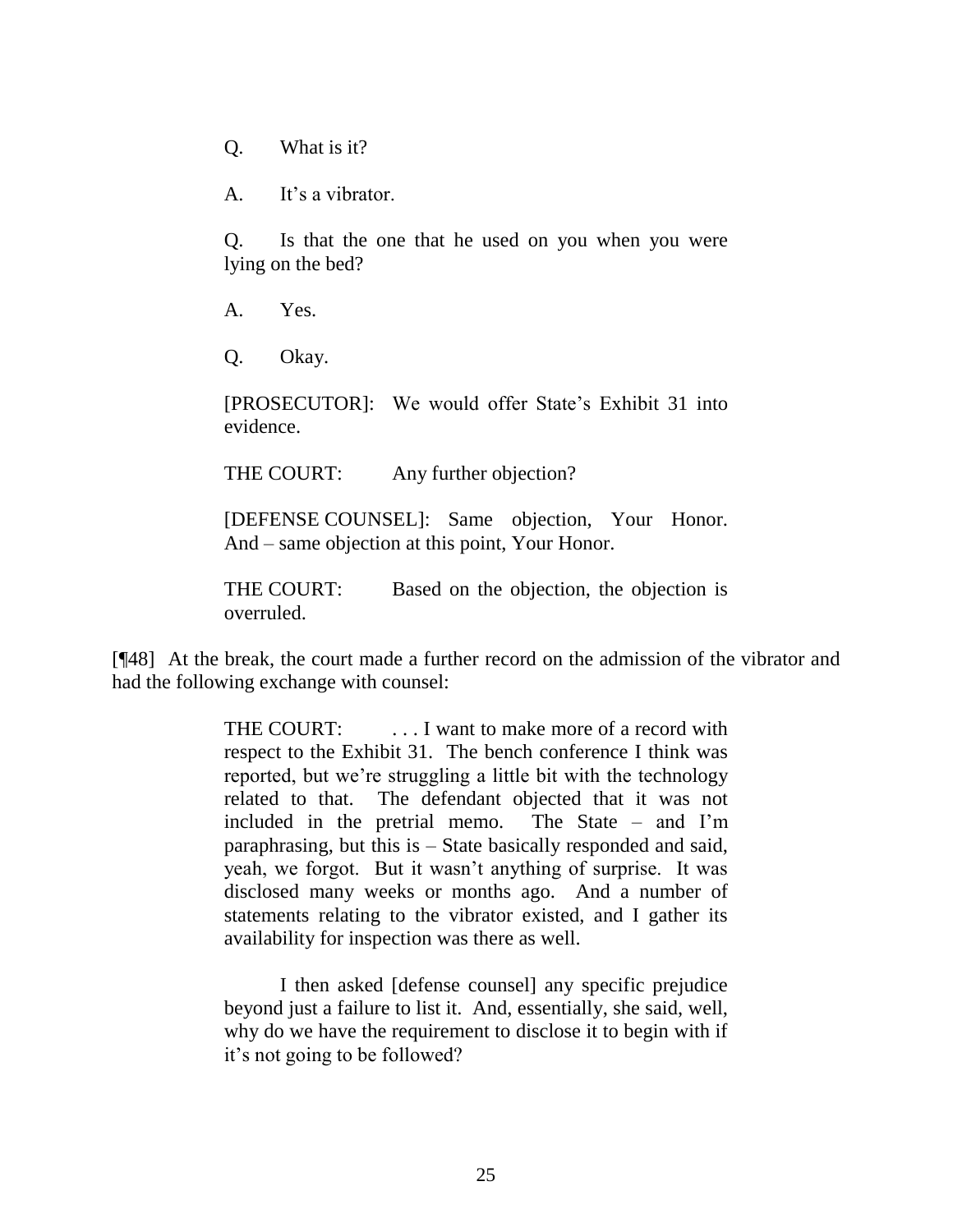> Q. What is it?
>
> A. It's a vibrator.
>
> Q. Is that the one that he used on you when you were lying on the bed?
>
> A. Yes.
>
> Q. Okay.
>
> [PROSECUTOR]: We would offer State's Exhibit 31 into evidence.
>
> THE COURT: Any further objection?
>
> [DEFENSE COUNSEL]: Same objection, Your Honor. And – same objection at this point, Your Honor.
>
> THE COURT: Based on the objection, the objection is overruled.

[¶48] At the break, the court made a further record on the admission of the vibrator and had the following exchange with counsel:

> THE COURT: . . . I want to make more of a record with respect to the Exhibit 31. The bench conference I think was reported, but we're struggling a little bit with the technology related to that. The defendant objected that it was not included in the pretrial memo. The State – and I'm paraphrasing, but this is – State basically responded and said, yeah, we forgot. But it wasn't anything of surprise. It was disclosed many weeks or months ago. And a number of statements relating to the vibrator existed, and I gather its availability for inspection was there as well.
>
> I then asked [defense counsel] any specific prejudice beyond just a failure to list it. And, essentially, she said, well, why do we have the requirement to disclose it to begin with if it's not going to be followed?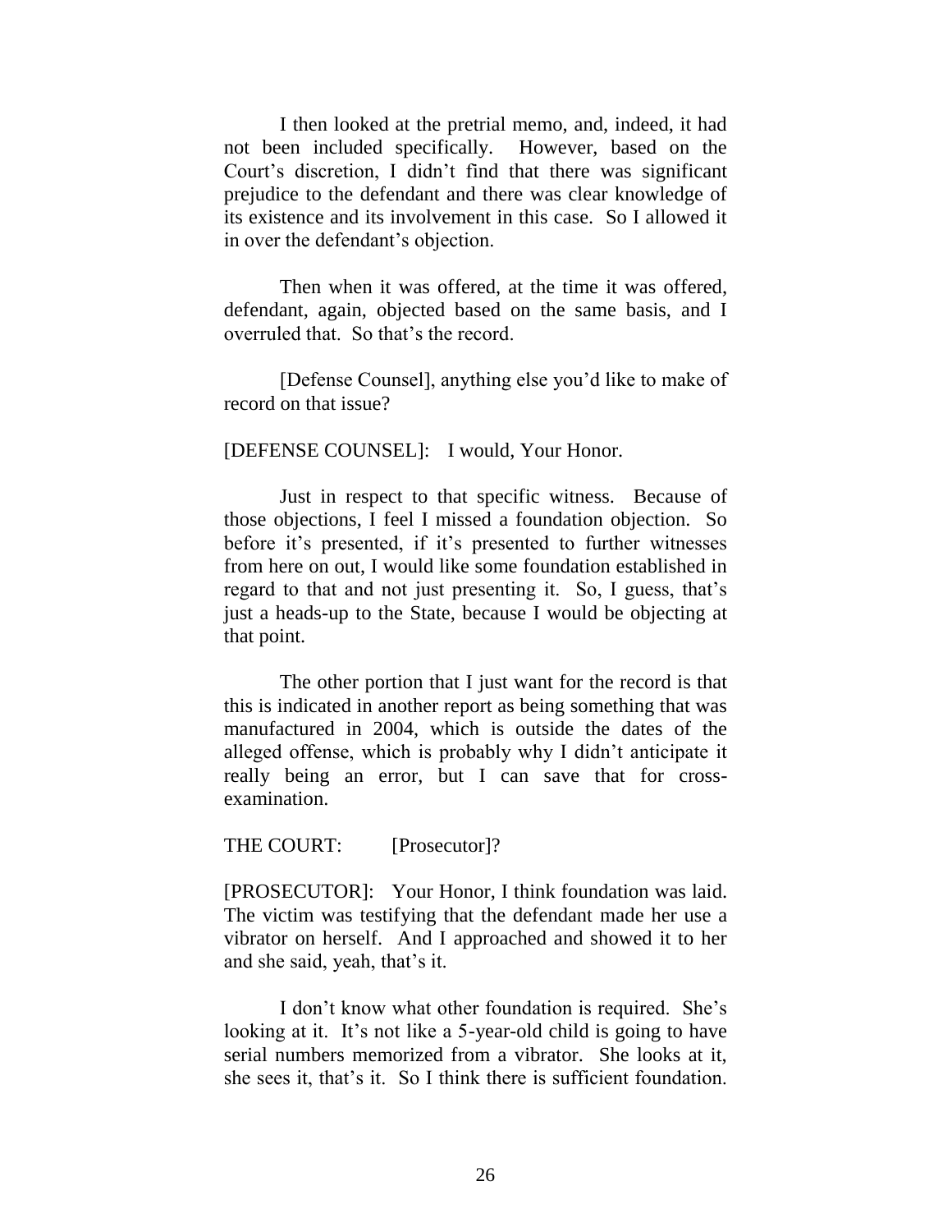I then looked at the pretrial memo, and, indeed, it had not been included specifically. However, based on the Court's discretion, I didn't find that there was significant prejudice to the defendant and there was clear knowledge of its existence and its involvement in this case. So I allowed it in over the defendant's objection.

Then when it was offered, at the time it was offered, defendant, again, objected based on the same basis, and I overruled that. So that's the record.

[Defense Counsel], anything else you'd like to make of record on that issue?

[DEFENSE COUNSEL]: I would, Your Honor.

Just in respect to that specific witness. Because of those objections, I feel I missed a foundation objection. So before it's presented, if it's presented to further witnesses from here on out, I would like some foundation established in regard to that and not just presenting it. So, I guess, that's just a heads-up to the State, because I would be objecting at that point.

The other portion that I just want for the record is that this is indicated in another report as being something that was manufactured in 2004, which is outside the dates of the alleged offense, which is probably why I didn't anticipate it really being an error, but I can save that for cross-examination.

THE COURT: [Prosecutor]?

[PROSECUTOR]: Your Honor, I think foundation was laid. The victim was testifying that the defendant made her use a vibrator on herself. And I approached and showed it to her and she said, yeah, that's it.

I don't know what other foundation is required. She's looking at it. It's not like a 5-year-old child is going to have serial numbers memorized from a vibrator. She looks at it, she sees it, that's it. So I think there is sufficient foundation.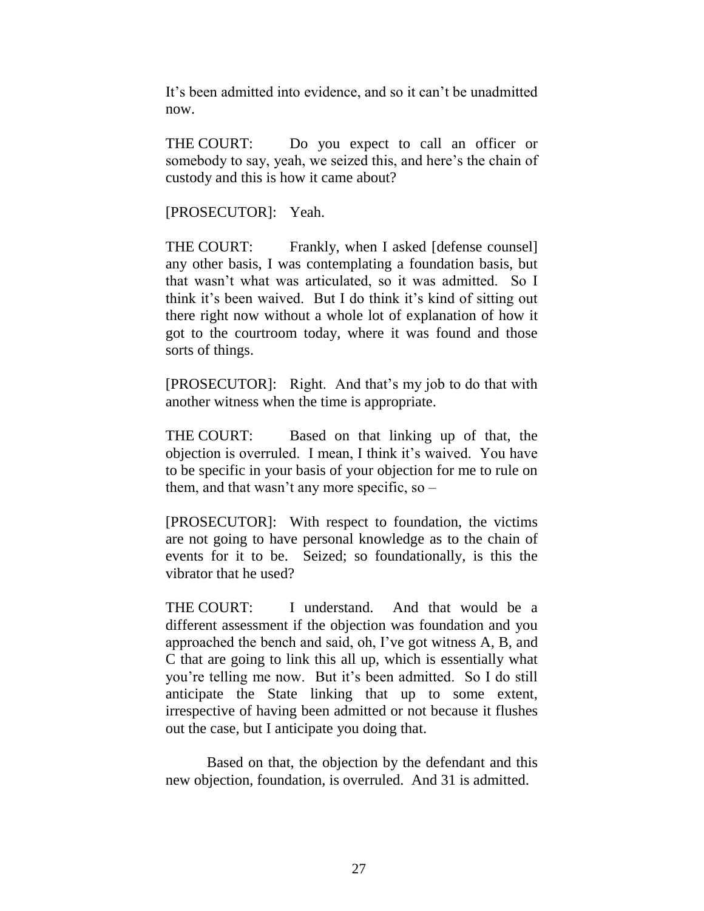It's been admitted into evidence, and so it can't be unadmitted now.

THE COURT: Do you expect to call an officer or somebody to say, yeah, we seized this, and here's the chain of custody and this is how it came about?

[PROSECUTOR]: Yeah.

THE COURT: Frankly, when I asked [defense counsel] any other basis, I was contemplating a foundation basis, but that wasn't what was articulated, so it was admitted. So I think it's been waived. But I do think it's kind of sitting out there right now without a whole lot of explanation of how it got to the courtroom today, where it was found and those sorts of things.

[PROSECUTOR]: Right. And that's my job to do that with another witness when the time is appropriate.

THE COURT: Based on that linking up of that, the objection is overruled. I mean, I think it's waived. You have to be specific in your basis of your objection for me to rule on them, and that wasn't any more specific, so –

[PROSECUTOR]: With respect to foundation, the victims are not going to have personal knowledge as to the chain of events for it to be. Seized; so foundationally, is this the vibrator that he used?

THE COURT: I understand. And that would be a different assessment if the objection was foundation and you approached the bench and said, oh, I've got witness A, B, and C that are going to link this all up, which is essentially what you're telling me now. But it's been admitted. So I do still anticipate the State linking that up to some extent, irrespective of having been admitted or not because it flushes out the case, but I anticipate you doing that.

Based on that, the objection by the defendant and this new objection, foundation, is overruled. And 31 is admitted.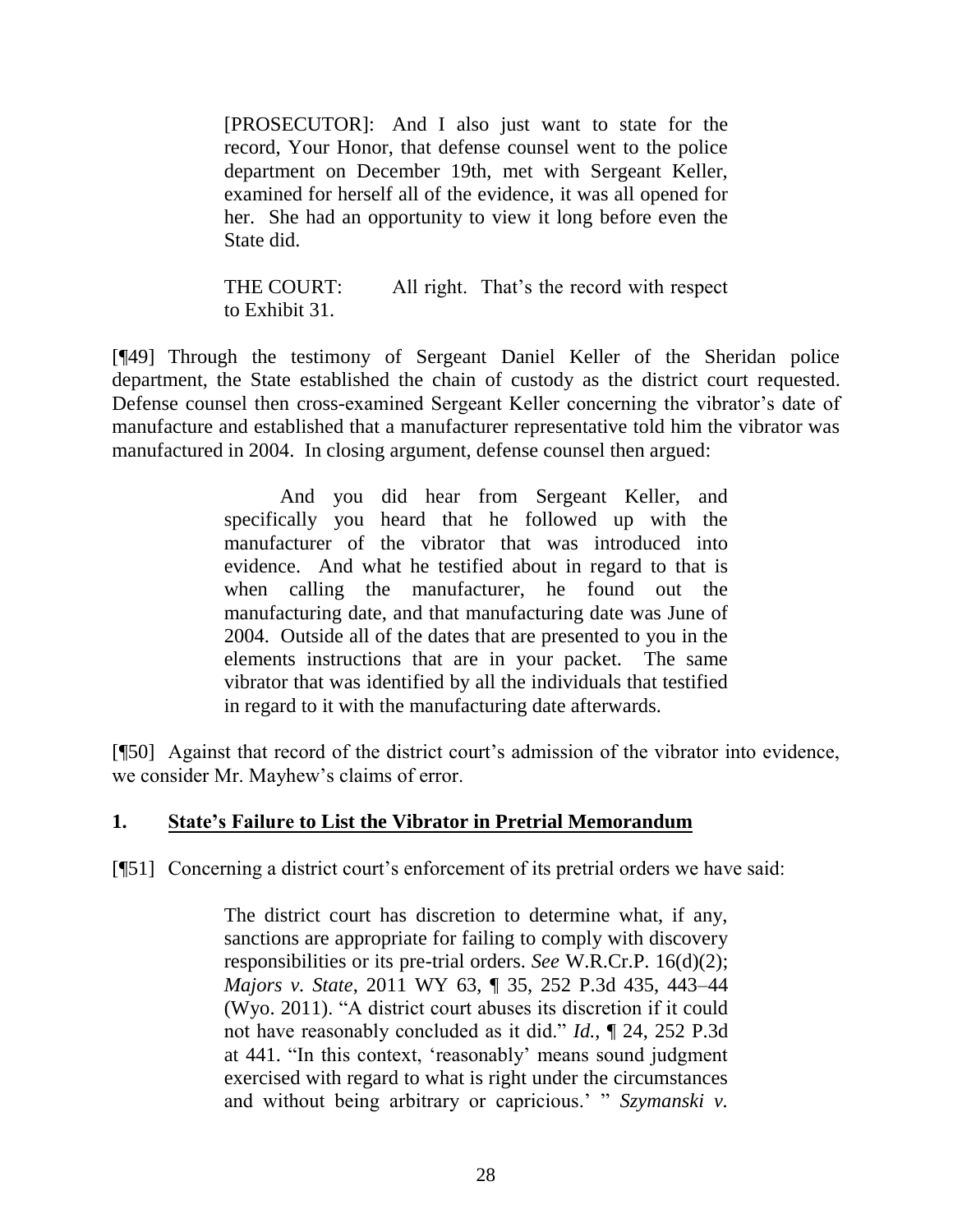> [PROSECUTOR]: And I also just want to state for the record, Your Honor, that defense counsel went to the police department on December 19th, met with Sergeant Keller, examined for herself all of the evidence, it was all opened for her. She had an opportunity to view it long before even the State did.
>
> THE COURT: All right. That's the record with respect to Exhibit 31.

[¶49] Through the testimony of Sergeant Daniel Keller of the Sheridan police department, the State established the chain of custody as the district court requested. Defense counsel then cross-examined Sergeant Keller concerning the vibrator's date of manufacture and established that a manufacturer representative told him the vibrator was manufactured in 2004. In closing argument, defense counsel then argued:

> And you did hear from Sergeant Keller, and specifically you heard that he followed up with the manufacturer of the vibrator that was introduced into evidence. And what he testified about in regard to that is when calling the manufacturer, he found out the manufacturing date, and that manufacturing date was June of 2004. Outside all of the dates that are presented to you in the elements instructions that are in your packet. The same vibrator that was identified by all the individuals that testified in regard to it with the manufacturing date afterwards.

[¶50] Against that record of the district court's admission of the vibrator into evidence, we consider Mr. Mayhew's claims of error.

### 1. State's Failure to List the Vibrator in Pretrial Memorandum

[¶51] Concerning a district court's enforcement of its pretrial orders we have said:

> The district court has discretion to determine what, if any, sanctions are appropriate for failing to comply with discovery responsibilities or its pre-trial orders. *See* W.R.Cr.P. 16(d)(2); *Majors v. State*, 2011 WY 63, ¶ 35, 252 P.3d 435, 443–44 (Wyo. 2011). "A district court abuses its discretion if it could not have reasonably concluded as it did." *Id.*, ¶ 24, 252 P.3d at 441. "In this context, 'reasonably' means sound judgment exercised with regard to what is right under the circumstances and without being arbitrary or capricious.' " *Szymanski v.*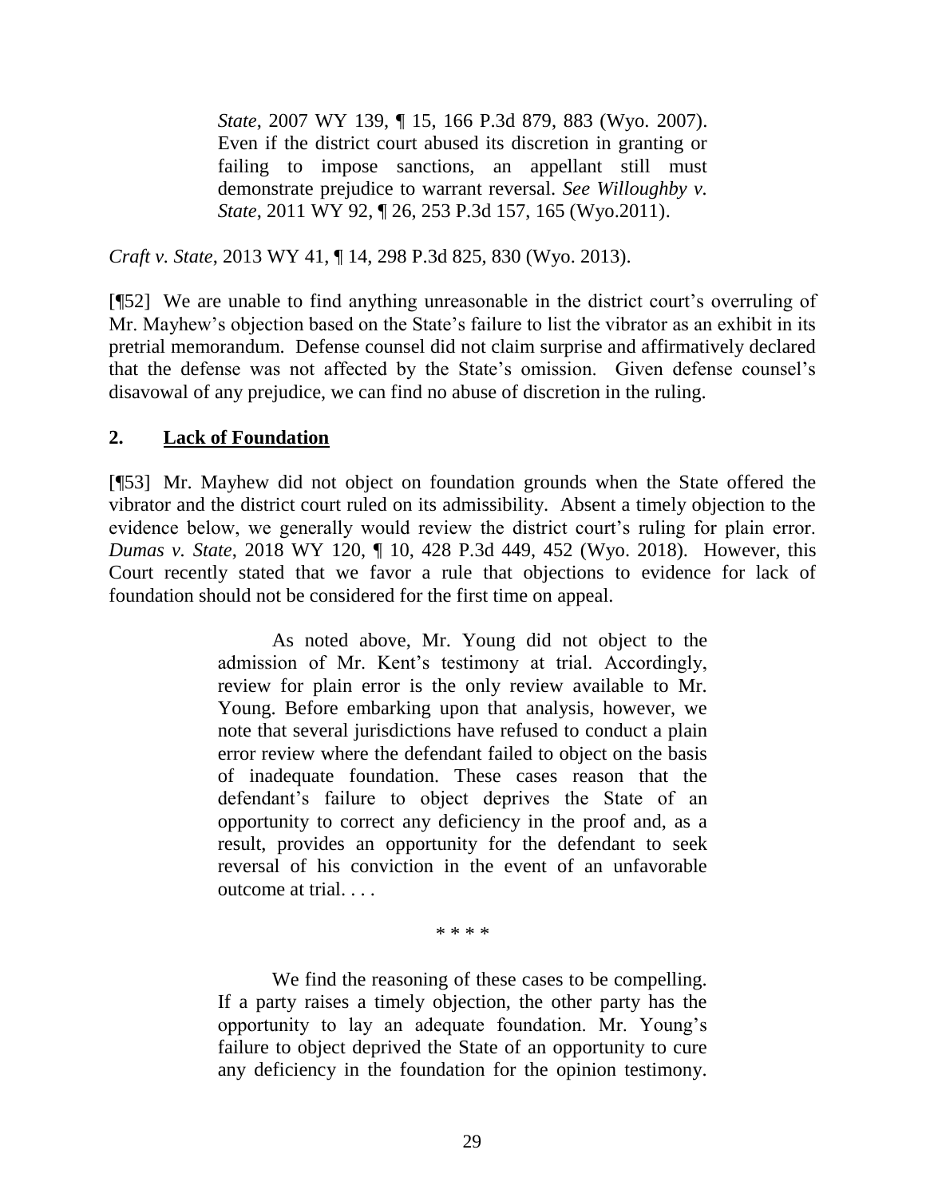> *State*, 2007 WY 139, ¶ 15, 166 P.3d 879, 883 (Wyo. 2007). Even if the district court abused its discretion in granting or failing to impose sanctions, an appellant still must demonstrate prejudice to warrant reversal. *See Willoughby v. State*, 2011 WY 92, ¶ 26, 253 P.3d 157, 165 (Wyo.2011).

*Craft v. State*, 2013 WY 41, ¶ 14, 298 P.3d 825, 830 (Wyo. 2013).

[¶52] We are unable to find anything unreasonable in the district court's overruling of Mr. Mayhew's objection based on the State's failure to list the vibrator as an exhibit in its pretrial memorandum. Defense counsel did not claim surprise and affirmatively declared that the defense was not affected by the State's omission. Given defense counsel's disavowal of any prejudice, we can find no abuse of discretion in the ruling.

## 2. <u>Lack of Foundation</u>

[¶53] Mr. Mayhew did not object on foundation grounds when the State offered the vibrator and the district court ruled on its admissibility. Absent a timely objection to the evidence below, we generally would review the district court's ruling for plain error. *Dumas v. State*, 2018 WY 120, ¶ 10, 428 P.3d 449, 452 (Wyo. 2018). However, this Court recently stated that we favor a rule that objections to evidence for lack of foundation should not be considered for the first time on appeal.

> As noted above, Mr. Young did not object to the admission of Mr. Kent's testimony at trial. Accordingly, review for plain error is the only review available to Mr. Young. Before embarking upon that analysis, however, we note that several jurisdictions have refused to conduct a plain error review where the defendant failed to object on the basis of inadequate foundation. These cases reason that the defendant's failure to object deprives the State of an opportunity to correct any deficiency in the proof and, as a result, provides an opportunity for the defendant to seek reversal of his conviction in the event of an unfavorable outcome at trial. . . .
>
> \* \* \* \*
>
> We find the reasoning of these cases to be compelling. If a party raises a timely objection, the other party has the opportunity to lay an adequate foundation. Mr. Young's failure to object deprived the State of an opportunity to cure any deficiency in the foundation for the opinion testimony.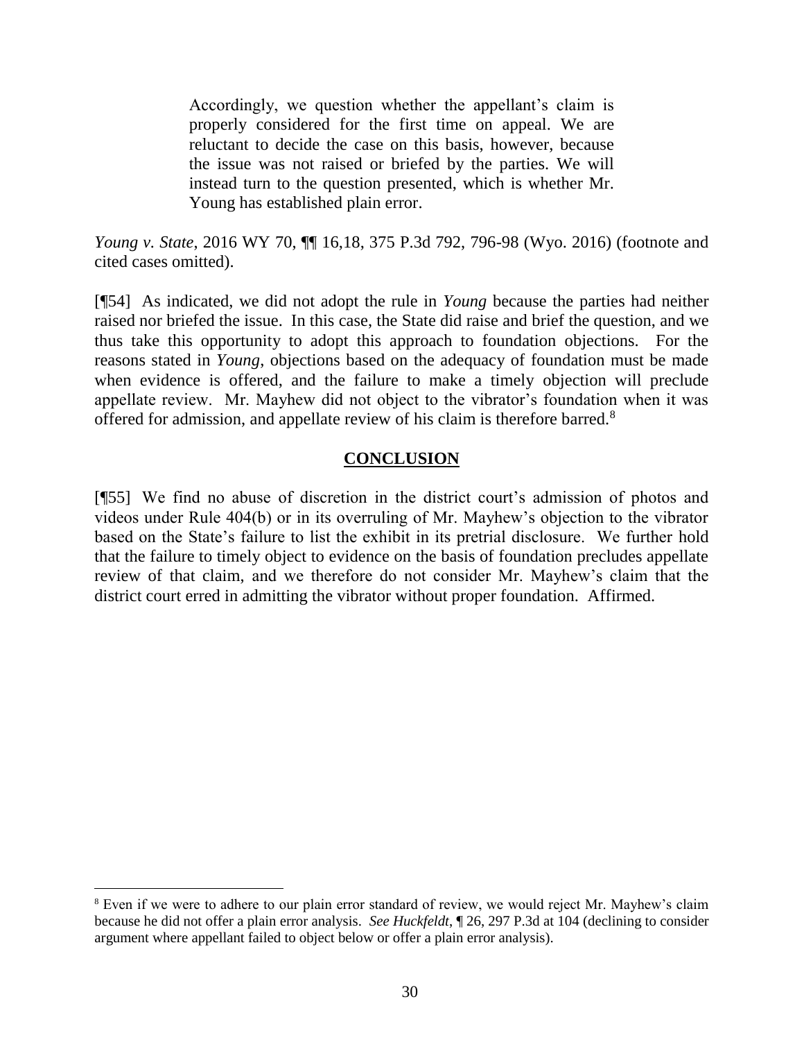> Accordingly, we question whether the appellant's claim is properly considered for the first time on appeal. We are reluctant to decide the case on this basis, however, because the issue was not raised or briefed by the parties. We will instead turn to the question presented, which is whether Mr. Young has established plain error.

*Young v. State*, 2016 WY 70, ¶¶ 16,18, 375 P.3d 792, 796-98 (Wyo. 2016) (footnote and cited cases omitted).

[¶54] As indicated, we did not adopt the rule in *Young* because the parties had neither raised nor briefed the issue. In this case, the State did raise and brief the question, and we thus take this opportunity to adopt this approach to foundation objections. For the reasons stated in *Young*, objections based on the adequacy of foundation must be made when evidence is offered, and the failure to make a timely objection will preclude appellate review. Mr. Mayhew did not object to the vibrator's foundation when it was offered for admission, and appellate review of his claim is therefore barred.[8]

## CONCLUSION

[¶55] We find no abuse of discretion in the district court's admission of photos and videos under Rule 404(b) or in its overruling of Mr. Mayhew's objection to the vibrator based on the State's failure to list the exhibit in its pretrial disclosure. We further hold that the failure to timely object to evidence on the basis of foundation precludes appellate review of that claim, and we therefore do not consider Mr. Mayhew's claim that the district court erred in admitting the vibrator without proper foundation. Affirmed.

---

[8] Even if we were to adhere to our plain error standard of review, we would reject Mr. Mayhew's claim because he did not offer a plain error analysis. *See Huckfeldt*, ¶ 26, 297 P.3d at 104 (declining to consider argument where appellant failed to object below or offer a plain error analysis).